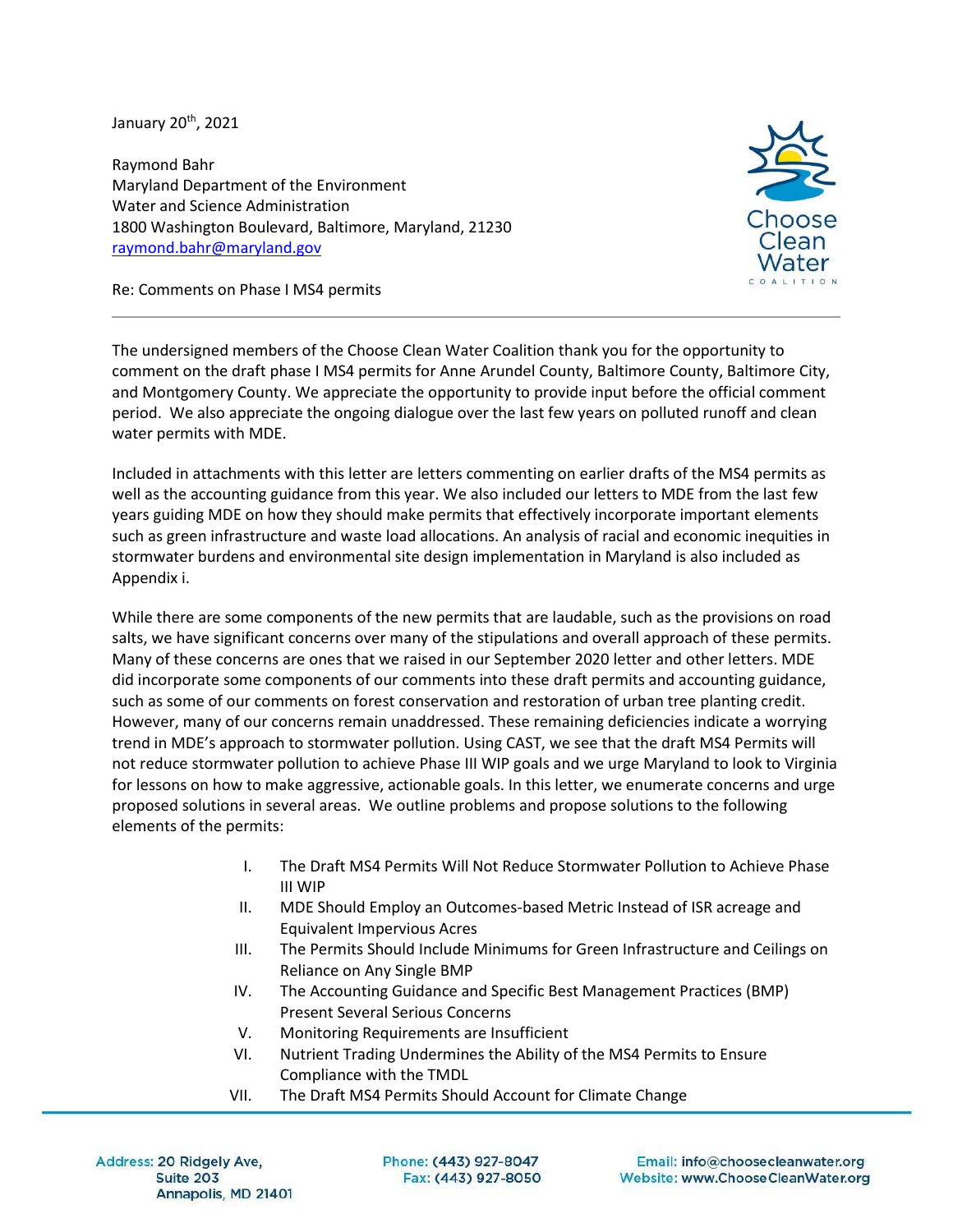January 20th, 2021

Raymond Bahr
Maryland Department of the Environment
Water and Science Administration
1800 Washington Boulevard, Baltimore, Maryland, 21230
raymond.bahr@maryland.gov

Re: Comments on Phase I MS4 permits

---

The undersigned members of the Choose Clean Water Coalition thank you for the opportunity to comment on the draft phase I MS4 permits for Anne Arundel County, Baltimore County, Baltimore City, and Montgomery County. We appreciate the opportunity to provide input before the official comment period. We also appreciate the ongoing dialogue over the last few years on polluted runoff and clean water permits with MDE.

Included in attachments with this letter are letters commenting on earlier drafts of the MS4 permits as well as the accounting guidance from this year. We also included our letters to MDE from the last few years guiding MDE on how they should make permits that effectively incorporate important elements such as green infrastructure and waste load allocations. An analysis of racial and economic inequities in stormwater burdens and environmental site design implementation in Maryland is also included as Appendix i.

While there are some components of the new permits that are laudable, such as the provisions on road salts, we have significant concerns over many of the stipulations and overall approach of these permits. Many of these concerns are ones that we raised in our September 2020 letter and other letters. MDE did incorporate some components of our comments into these draft permits and accounting guidance, such as some of our comments on forest conservation and restoration of urban tree planting credit. However, many of our concerns remain unaddressed. These remaining deficiencies indicate a worrying trend in MDE's approach to stormwater pollution. Using CAST, we see that the draft MS4 Permits will not reduce stormwater pollution to achieve Phase III WIP goals and we urge Maryland to look to Virginia for lessons on how to make aggressive, actionable goals. In this letter, we enumerate concerns and urge proposed solutions in several areas. We outline problems and propose solutions to the following elements of the permits:

I. The Draft MS4 Permits Will Not Reduce Stormwater Pollution to Achieve Phase III WIP
II. MDE Should Employ an Outcomes-based Metric Instead of ISR acreage and Equivalent Impervious Acres
III. The Permits Should Include Minimums for Green Infrastructure and Ceilings on Reliance on Any Single BMP
IV. The Accounting Guidance and Specific Best Management Practices (BMP) Present Several Serious Concerns
V. Monitoring Requirements are Insufficient
VI. Nutrient Trading Undermines the Ability of the MS4 Permits to Ensure Compliance with the TMDL
VII. The Draft MS4 Permits Should Account for Climate Change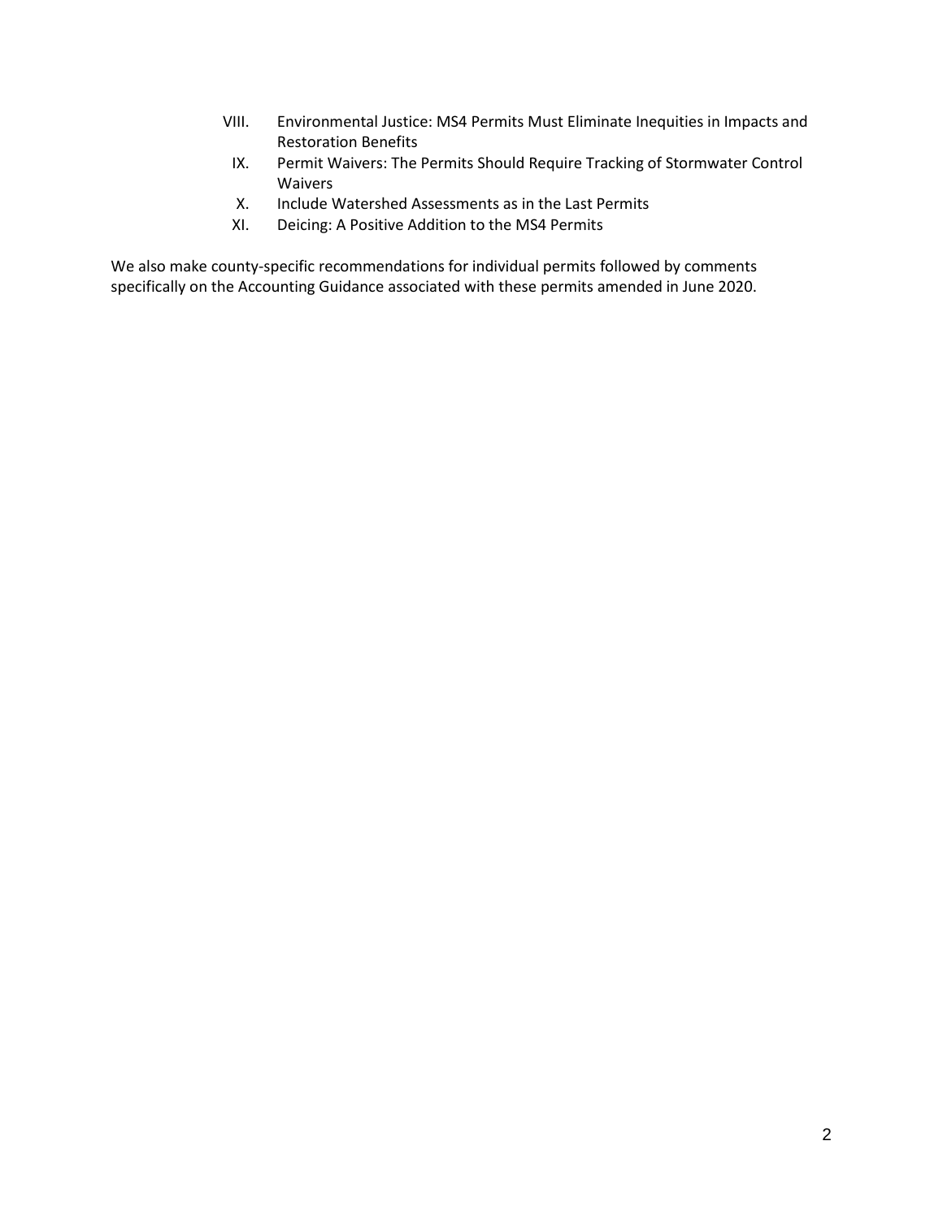VIII. Environmental Justice: MS4 Permits Must Eliminate Inequities in Impacts and Restoration Benefits
IX. Permit Waivers: The Permits Should Require Tracking of Stormwater Control Waivers
X. Include Watershed Assessments as in the Last Permits
XI. Deicing: A Positive Addition to the MS4 Permits

We also make county-specific recommendations for individual permits followed by comments specifically on the Accounting Guidance associated with these permits amended in June 2020.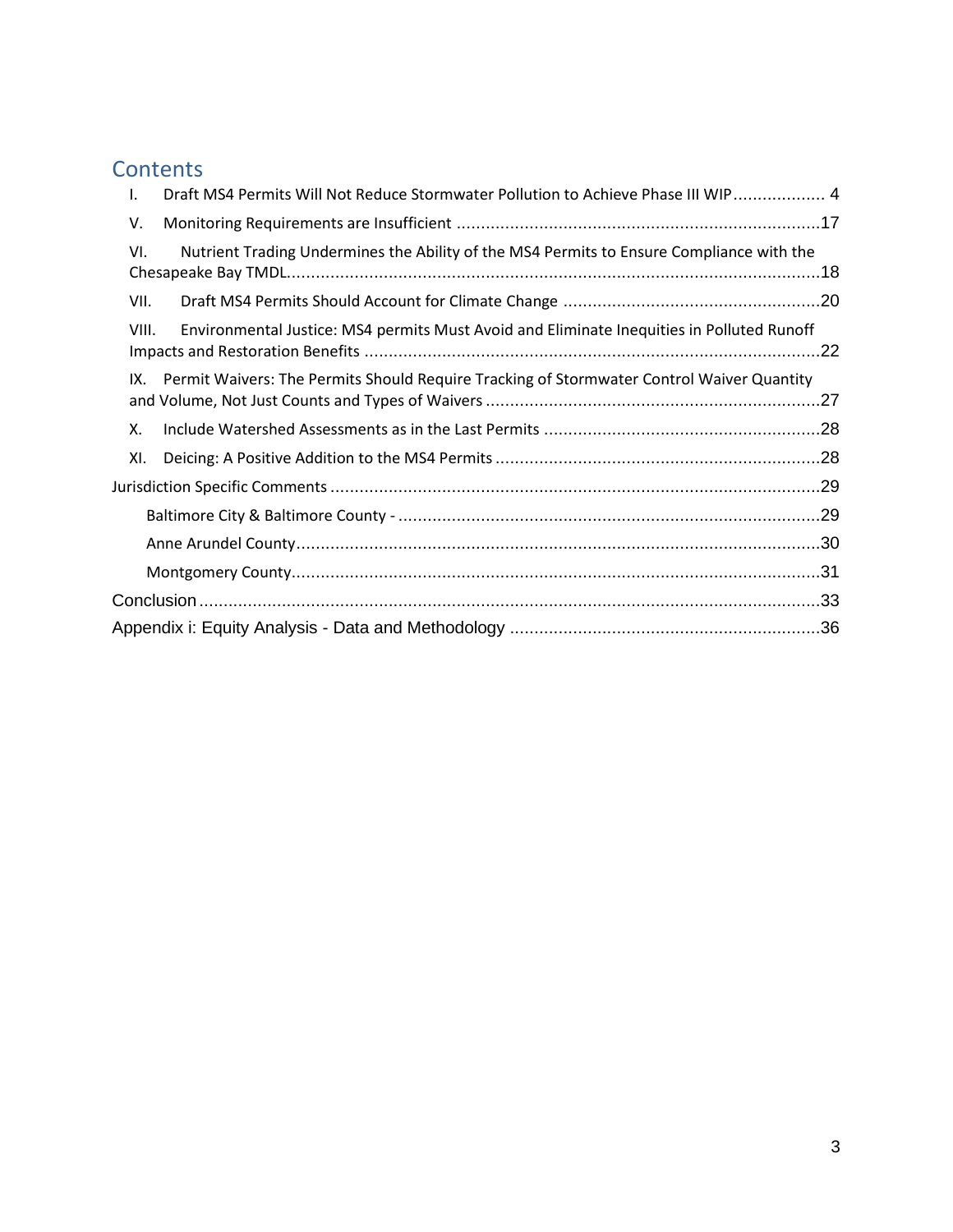## Contents

I. Draft MS4 Permits Will Not Reduce Stormwater Pollution to Achieve Phase III WIP .................. 4

V. Monitoring Requirements are Insufficient ..........................................................................17

VI. Nutrient Trading Undermines the Ability of the MS4 Permits to Ensure Compliance with the Chesapeake Bay TMDL.............................................................................................................18

VII. Draft MS4 Permits Should Account for Climate Change ....................................................20

VIII. Environmental Justice: MS4 permits Must Avoid and Eliminate Inequities in Polluted Runoff Impacts and Restoration Benefits .............................................................................................22

IX. Permit Waivers: The Permits Should Require Tracking of Stormwater Control Waiver Quantity and Volume, Not Just Counts and Types of Waivers ....................................................................27

X. Include Watershed Assessments as in the Last Permits .........................................................28

XI. Deicing: A Positive Addition to the MS4 Permits ..................................................................28

Jurisdiction Specific Comments .....................................................................................................29

Baltimore City & Baltimore County - .......................................................................................29

Anne Arundel County............................................................................................................30

Montgomery County.............................................................................................................31

Conclusion ....................................................................................................................................33

Appendix i: Equity Analysis - Data and Methodology ................................................................36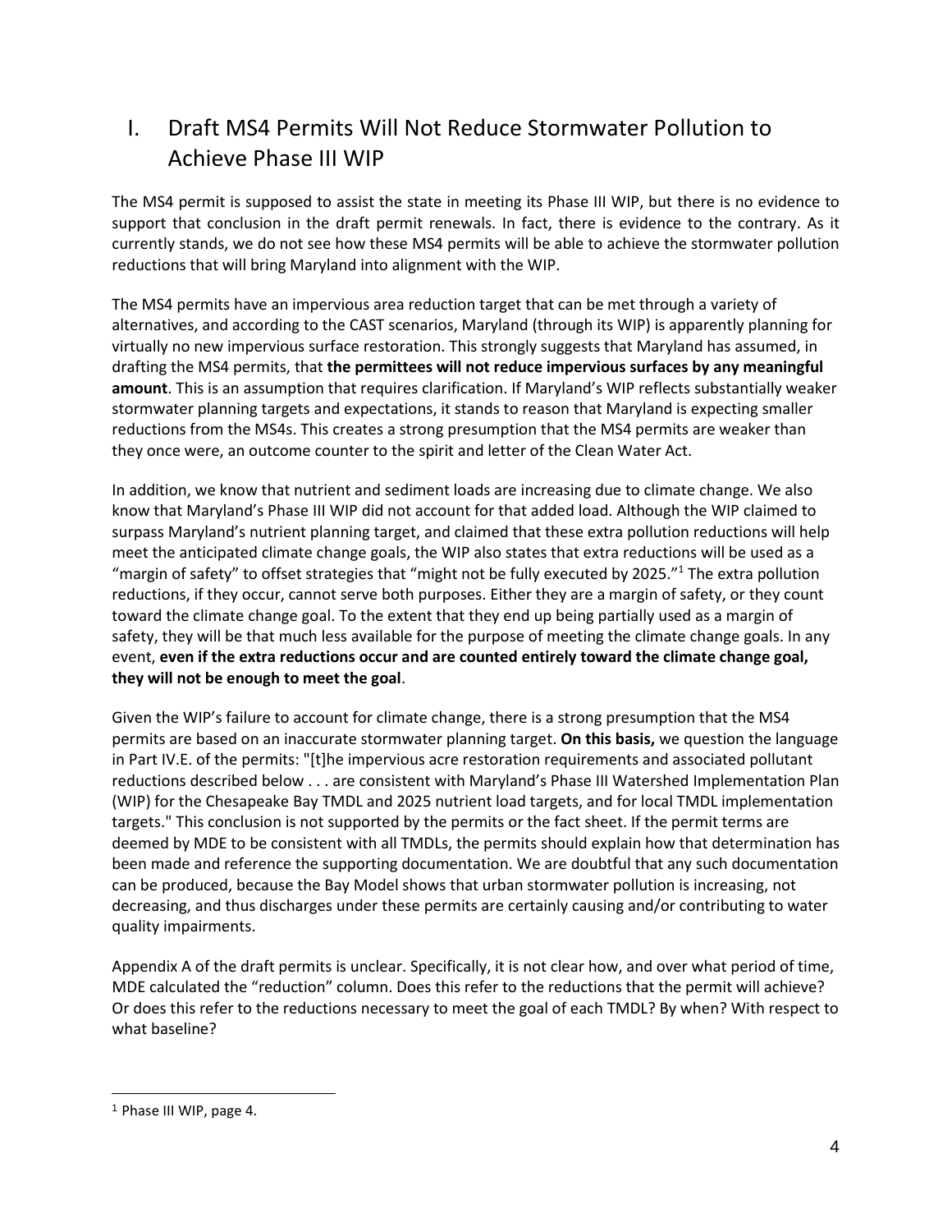# I. Draft MS4 Permits Will Not Reduce Stormwater Pollution to Achieve Phase III WIP

The MS4 permit is supposed to assist the state in meeting its Phase III WIP, but there is no evidence to support that conclusion in the draft permit renewals. In fact, there is evidence to the contrary. As it currently stands, we do not see how these MS4 permits will be able to achieve the stormwater pollution reductions that will bring Maryland into alignment with the WIP.

The MS4 permits have an impervious area reduction target that can be met through a variety of alternatives, and according to the CAST scenarios, Maryland (through its WIP) is apparently planning for virtually no new impervious surface restoration. This strongly suggests that Maryland has assumed, in drafting the MS4 permits, that **the permittees will not reduce impervious surfaces by any meaningful amount**. This is an assumption that requires clarification. If Maryland's WIP reflects substantially weaker stormwater planning targets and expectations, it stands to reason that Maryland is expecting smaller reductions from the MS4s. This creates a strong presumption that the MS4 permits are weaker than they once were, an outcome counter to the spirit and letter of the Clean Water Act.

In addition, we know that nutrient and sediment loads are increasing due to climate change. We also know that Maryland's Phase III WIP did not account for that added load. Although the WIP claimed to surpass Maryland's nutrient planning target, and claimed that these extra pollution reductions will help meet the anticipated climate change goals, the WIP also states that extra reductions will be used as a "margin of safety" to offset strategies that "might not be fully executed by 2025."[1] The extra pollution reductions, if they occur, cannot serve both purposes. Either they are a margin of safety, or they count toward the climate change goal. To the extent that they end up being partially used as a margin of safety, they will be that much less available for the purpose of meeting the climate change goals. In any event, **even if the extra reductions occur and are counted entirely toward the climate change goal, they will not be enough to meet the goal**.

Given the WIP's failure to account for climate change, there is a strong presumption that the MS4 permits are based on an inaccurate stormwater planning target. **On this basis,** we question the language in Part IV.E. of the permits: "[t]he impervious acre restoration requirements and associated pollutant reductions described below . . . are consistent with Maryland's Phase III Watershed Implementation Plan (WIP) for the Chesapeake Bay TMDL and 2025 nutrient load targets, and for local TMDL implementation targets." This conclusion is not supported by the permits or the fact sheet. If the permit terms are deemed by MDE to be consistent with all TMDLs, the permits should explain how that determination has been made and reference the supporting documentation. We are doubtful that any such documentation can be produced, because the Bay Model shows that urban stormwater pollution is increasing, not decreasing, and thus discharges under these permits are certainly causing and/or contributing to water quality impairments.

Appendix A of the draft permits is unclear. Specifically, it is not clear how, and over what period of time, MDE calculated the "reduction" column. Does this refer to the reductions that the permit will achieve? Or does this refer to the reductions necessary to meet the goal of each TMDL? By when? With respect to what baseline?

---

[1] Phase III WIP, page 4.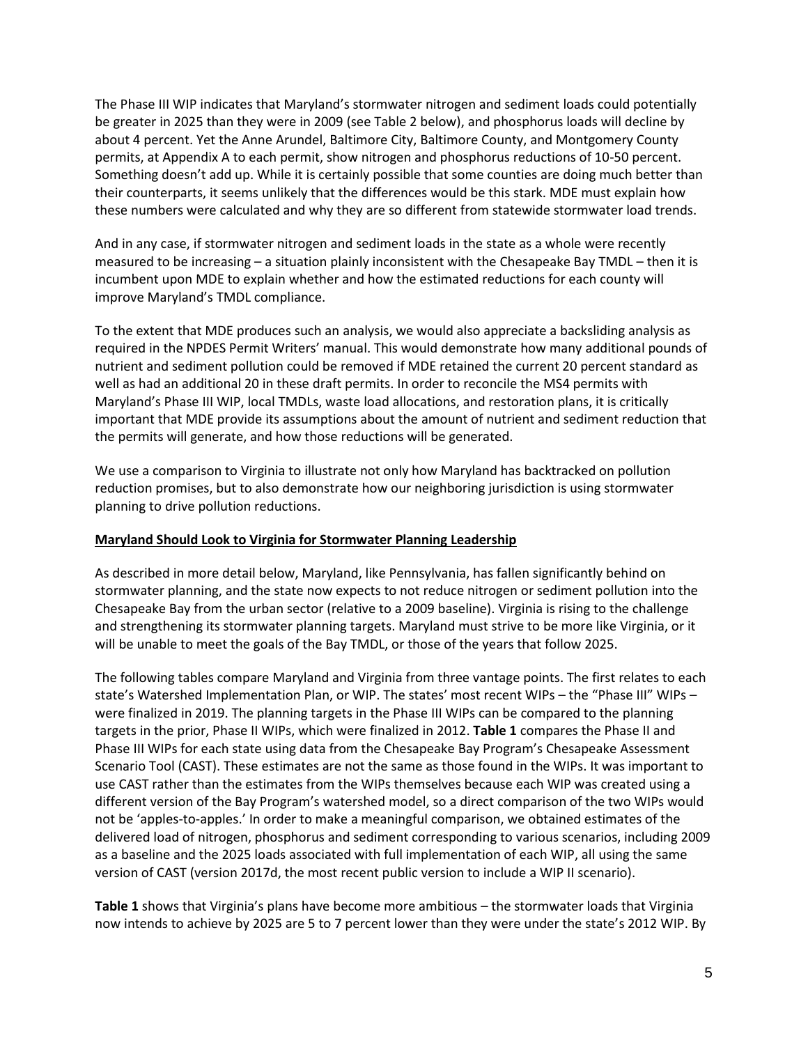The Phase III WIP indicates that Maryland's stormwater nitrogen and sediment loads could potentially be greater in 2025 than they were in 2009 (see Table 2 below), and phosphorus loads will decline by about 4 percent. Yet the Anne Arundel, Baltimore City, Baltimore County, and Montgomery County permits, at Appendix A to each permit, show nitrogen and phosphorus reductions of 10-50 percent. Something doesn't add up. While it is certainly possible that some counties are doing much better than their counterparts, it seems unlikely that the differences would be this stark. MDE must explain how these numbers were calculated and why they are so different from statewide stormwater load trends.

And in any case, if stormwater nitrogen and sediment loads in the state as a whole were recently measured to be increasing – a situation plainly inconsistent with the Chesapeake Bay TMDL – then it is incumbent upon MDE to explain whether and how the estimated reductions for each county will improve Maryland's TMDL compliance.

To the extent that MDE produces such an analysis, we would also appreciate a backsliding analysis as required in the NPDES Permit Writers' manual. This would demonstrate how many additional pounds of nutrient and sediment pollution could be removed if MDE retained the current 20 percent standard as well as had an additional 20 in these draft permits. In order to reconcile the MS4 permits with Maryland's Phase III WIP, local TMDLs, waste load allocations, and restoration plans, it is critically important that MDE provide its assumptions about the amount of nutrient and sediment reduction that the permits will generate, and how those reductions will be generated.

We use a comparison to Virginia to illustrate not only how Maryland has backtracked on pollution reduction promises, but to also demonstrate how our neighboring jurisdiction is using stormwater planning to drive pollution reductions.

## Maryland Should Look to Virginia for Stormwater Planning Leadership

As described in more detail below, Maryland, like Pennsylvania, has fallen significantly behind on stormwater planning, and the state now expects to not reduce nitrogen or sediment pollution into the Chesapeake Bay from the urban sector (relative to a 2009 baseline). Virginia is rising to the challenge and strengthening its stormwater planning targets. Maryland must strive to be more like Virginia, or it will be unable to meet the goals of the Bay TMDL, or those of the years that follow 2025.

The following tables compare Maryland and Virginia from three vantage points. The first relates to each state's Watershed Implementation Plan, or WIP. The states' most recent WIPs – the "Phase III" WIPs – were finalized in 2019. The planning targets in the Phase III WIPs can be compared to the planning targets in the prior, Phase II WIPs, which were finalized in 2012. **Table 1** compares the Phase II and Phase III WIPs for each state using data from the Chesapeake Bay Program's Chesapeake Assessment Scenario Tool (CAST). These estimates are not the same as those found in the WIPs. It was important to use CAST rather than the estimates from the WIPs themselves because each WIP was created using a different version of the Bay Program's watershed model, so a direct comparison of the two WIPs would not be 'apples-to-apples.' In order to make a meaningful comparison, we obtained estimates of the delivered load of nitrogen, phosphorus and sediment corresponding to various scenarios, including 2009 as a baseline and the 2025 loads associated with full implementation of each WIP, all using the same version of CAST (version 2017d, the most recent public version to include a WIP II scenario).

**Table 1** shows that Virginia's plans have become more ambitious – the stormwater loads that Virginia now intends to achieve by 2025 are 5 to 7 percent lower than they were under the state's 2012 WIP. By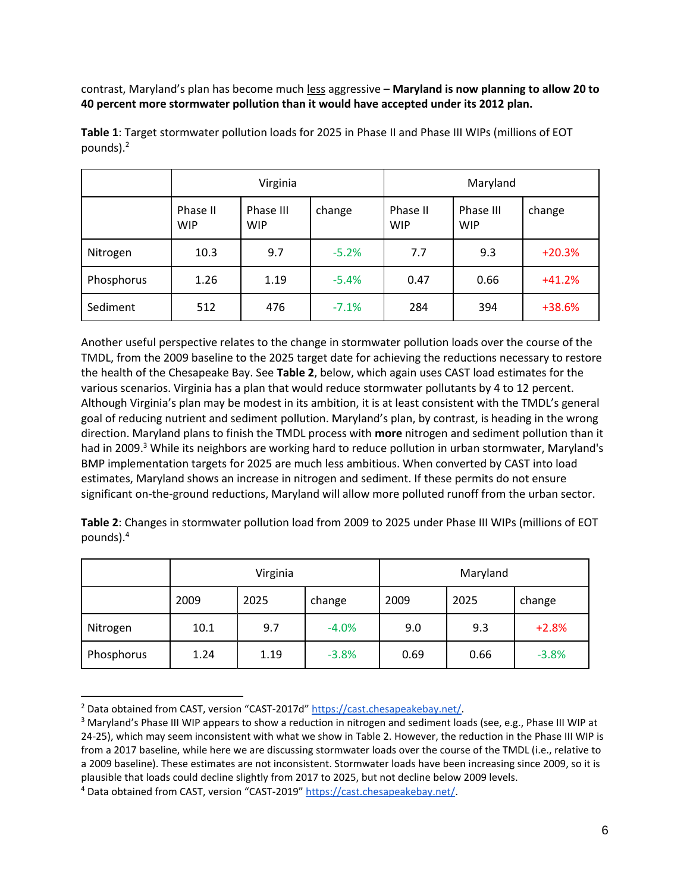contrast, Maryland's plan has become much less aggressive – **Maryland is now planning to allow 20 to 40 percent more stormwater pollution than it would have accepted under its 2012 plan.**

**Table 1**: Target stormwater pollution loads for 2025 in Phase II and Phase III WIPs (millions of EOT pounds).[2]

| | Virginia | | | Maryland | | |
|---|---|---|---|---|---|---|
| | Phase II WIP | Phase III WIP | change | Phase II WIP | Phase III WIP | change |
| Nitrogen | 10.3 | 9.7 | -5.2% | 7.7 | 9.3 | +20.3% |
| Phosphorus | 1.26 | 1.19 | -5.4% | 0.47 | 0.66 | +41.2% |
| Sediment | 512 | 476 | -7.1% | 284 | 394 | +38.6% |

Another useful perspective relates to the change in stormwater pollution loads over the course of the TMDL, from the 2009 baseline to the 2025 target date for achieving the reductions necessary to restore the health of the Chesapeake Bay. See **Table 2**, below, which again uses CAST load estimates for the various scenarios. Virginia has a plan that would reduce stormwater pollutants by 4 to 12 percent. Although Virginia's plan may be modest in its ambition, it is at least consistent with the TMDL's general goal of reducing nutrient and sediment pollution. Maryland's plan, by contrast, is heading in the wrong direction. Maryland plans to finish the TMDL process with **more** nitrogen and sediment pollution than it had in 2009.[3] While its neighbors are working hard to reduce pollution in urban stormwater, Maryland's BMP implementation targets for 2025 are much less ambitious. When converted by CAST into load estimates, Maryland shows an increase in nitrogen and sediment. If these permits do not ensure significant on-the-ground reductions, Maryland will allow more polluted runoff from the urban sector.

**Table 2**: Changes in stormwater pollution load from 2009 to 2025 under Phase III WIPs (millions of EOT pounds).[4]

| | Virginia | | | Maryland | | |
|---|---|---|---|---|---|---|
| | 2009 | 2025 | change | 2009 | 2025 | change |
| Nitrogen | 10.1 | 9.7 | -4.0% | 9.0 | 9.3 | +2.8% |
| Phosphorus | 1.24 | 1.19 | -3.8% | 0.69 | 0.66 | -3.8% |

---

[2] Data obtained from CAST, version "CAST-2017d" https://cast.chesapeakebay.net/.

[3] Maryland's Phase III WIP appears to show a reduction in nitrogen and sediment loads (see, e.g., Phase III WIP at 24-25), which may seem inconsistent with what we show in Table 2. However, the reduction in the Phase III WIP is from a 2017 baseline, while here we are discussing stormwater loads over the course of the TMDL (i.e., relative to a 2009 baseline). These estimates are not inconsistent. Stormwater loads have been increasing since 2009, so it is plausible that loads could decline slightly from 2017 to 2025, but not decline below 2009 levels.

[4] Data obtained from CAST, version "CAST-2019" https://cast.chesapeakebay.net/.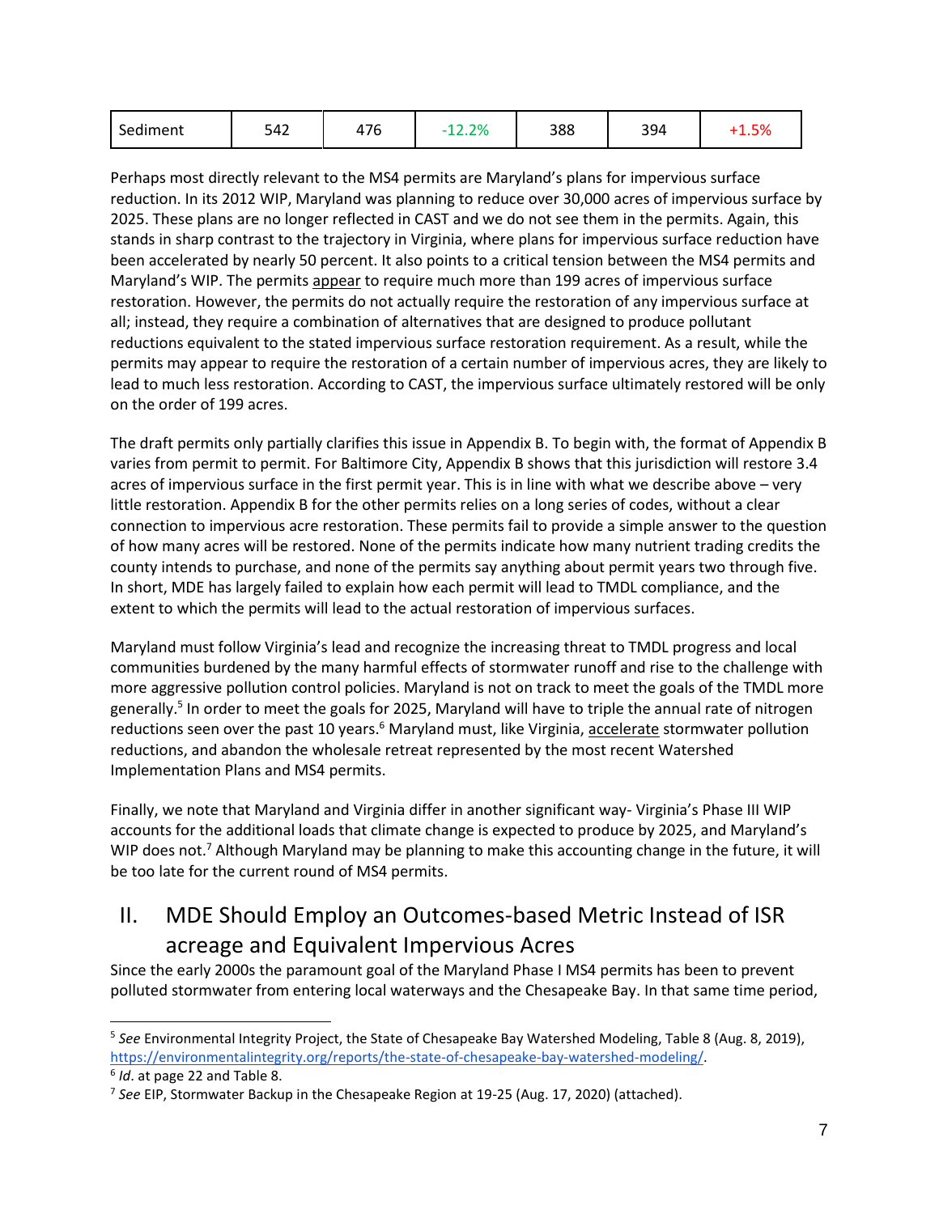| Sediment | 542 | 476 | -12.2% | 388 | 394 | +1.5% |
|---|---|---|---|---|---|---|

Perhaps most directly relevant to the MS4 permits are Maryland's plans for impervious surface reduction. In its 2012 WIP, Maryland was planning to reduce over 30,000 acres of impervious surface by 2025. These plans are no longer reflected in CAST and we do not see them in the permits. Again, this stands in sharp contrast to the trajectory in Virginia, where plans for impervious surface reduction have been accelerated by nearly 50 percent. It also points to a critical tension between the MS4 permits and Maryland's WIP. The permits appear to require much more than 199 acres of impervious surface restoration. However, the permits do not actually require the restoration of any impervious surface at all; instead, they require a combination of alternatives that are designed to produce pollutant reductions equivalent to the stated impervious surface restoration requirement. As a result, while the permits may appear to require the restoration of a certain number of impervious acres, they are likely to lead to much less restoration. According to CAST, the impervious surface ultimately restored will be only on the order of 199 acres.

The draft permits only partially clarifies this issue in Appendix B. To begin with, the format of Appendix B varies from permit to permit. For Baltimore City, Appendix B shows that this jurisdiction will restore 3.4 acres of impervious surface in the first permit year. This is in line with what we describe above – very little restoration. Appendix B for the other permits relies on a long series of codes, without a clear connection to impervious acre restoration. These permits fail to provide a simple answer to the question of how many acres will be restored. None of the permits indicate how many nutrient trading credits the county intends to purchase, and none of the permits say anything about permit years two through five. In short, MDE has largely failed to explain how each permit will lead to TMDL compliance, and the extent to which the permits will lead to the actual restoration of impervious surfaces.

Maryland must follow Virginia's lead and recognize the increasing threat to TMDL progress and local communities burdened by the many harmful effects of stormwater runoff and rise to the challenge with more aggressive pollution control policies. Maryland is not on track to meet the goals of the TMDL more generally.[5] In order to meet the goals for 2025, Maryland will have to triple the annual rate of nitrogen reductions seen over the past 10 years.[6] Maryland must, like Virginia, accelerate stormwater pollution reductions, and abandon the wholesale retreat represented by the most recent Watershed Implementation Plans and MS4 permits.

Finally, we note that Maryland and Virginia differ in another significant way- Virginia's Phase III WIP accounts for the additional loads that climate change is expected to produce by 2025, and Maryland's WIP does not.[7] Although Maryland may be planning to make this accounting change in the future, it will be too late for the current round of MS4 permits.

## II. MDE Should Employ an Outcomes-based Metric Instead of ISR acreage and Equivalent Impervious Acres

Since the early 2000s the paramount goal of the Maryland Phase I MS4 permits has been to prevent polluted stormwater from entering local waterways and the Chesapeake Bay. In that same time period,

---

[5] *See* Environmental Integrity Project, the State of Chesapeake Bay Watershed Modeling, Table 8 (Aug. 8, 2019), https://environmentalintegrity.org/reports/the-state-of-chesapeake-bay-watershed-modeling/.

[6] *Id*. at page 22 and Table 8.

[7] *See* EIP, Stormwater Backup in the Chesapeake Region at 19-25 (Aug. 17, 2020) (attached).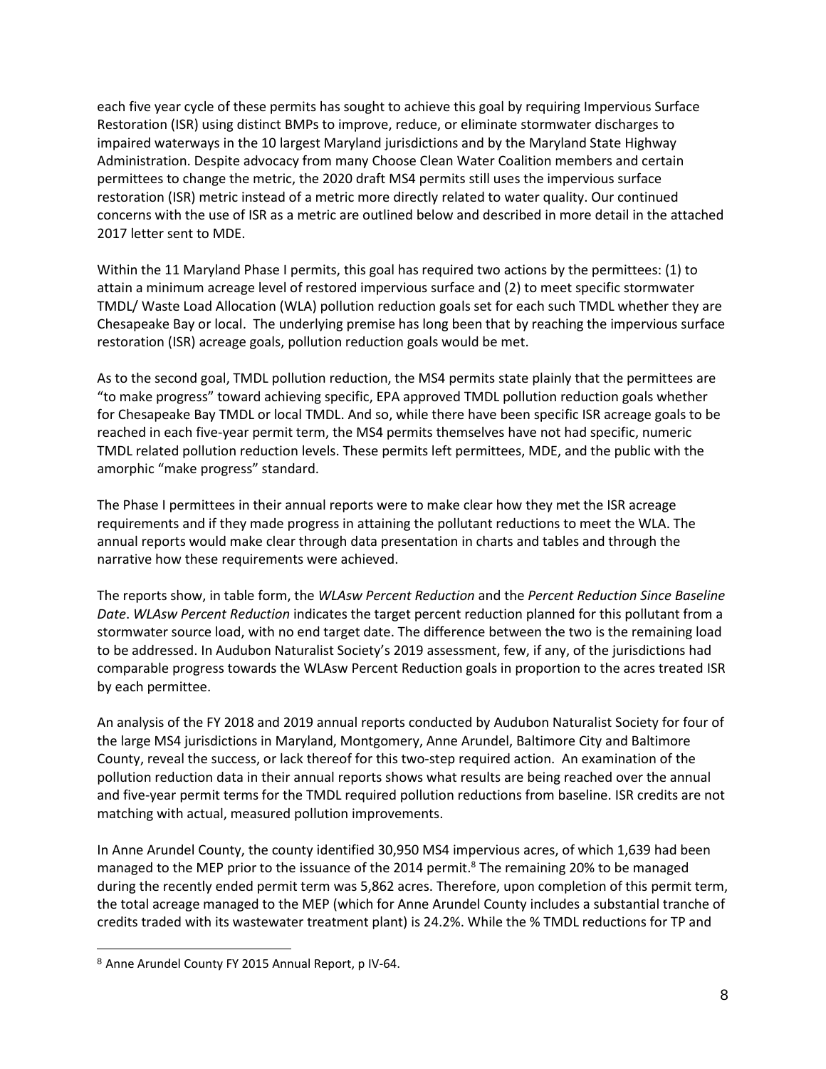each five year cycle of these permits has sought to achieve this goal by requiring Impervious Surface Restoration (ISR) using distinct BMPs to improve, reduce, or eliminate stormwater discharges to impaired waterways in the 10 largest Maryland jurisdictions and by the Maryland State Highway Administration. Despite advocacy from many Choose Clean Water Coalition members and certain permittees to change the metric, the 2020 draft MS4 permits still uses the impervious surface restoration (ISR) metric instead of a metric more directly related to water quality. Our continued concerns with the use of ISR as a metric are outlined below and described in more detail in the attached 2017 letter sent to MDE.

Within the 11 Maryland Phase I permits, this goal has required two actions by the permittees: (1) to attain a minimum acreage level of restored impervious surface and (2) to meet specific stormwater TMDL/ Waste Load Allocation (WLA) pollution reduction goals set for each such TMDL whether they are Chesapeake Bay or local. The underlying premise has long been that by reaching the impervious surface restoration (ISR) acreage goals, pollution reduction goals would be met.

As to the second goal, TMDL pollution reduction, the MS4 permits state plainly that the permittees are "to make progress" toward achieving specific, EPA approved TMDL pollution reduction goals whether for Chesapeake Bay TMDL or local TMDL. And so, while there have been specific ISR acreage goals to be reached in each five-year permit term, the MS4 permits themselves have not had specific, numeric TMDL related pollution reduction levels. These permits left permittees, MDE, and the public with the amorphic "make progress" standard.

The Phase I permittees in their annual reports were to make clear how they met the ISR acreage requirements and if they made progress in attaining the pollutant reductions to meet the WLA. The annual reports would make clear through data presentation in charts and tables and through the narrative how these requirements were achieved.

The reports show, in table form, the *WLAsw Percent Reduction* and the *Percent Reduction Since Baseline Date*. *WLAsw Percent Reduction* indicates the target percent reduction planned for this pollutant from a stormwater source load, with no end target date. The difference between the two is the remaining load to be addressed. In Audubon Naturalist Society's 2019 assessment, few, if any, of the jurisdictions had comparable progress towards the WLAsw Percent Reduction goals in proportion to the acres treated ISR by each permittee.

An analysis of the FY 2018 and 2019 annual reports conducted by Audubon Naturalist Society for four of the large MS4 jurisdictions in Maryland, Montgomery, Anne Arundel, Baltimore City and Baltimore County, reveal the success, or lack thereof for this two-step required action. An examination of the pollution reduction data in their annual reports shows what results are being reached over the annual and five-year permit terms for the TMDL required pollution reductions from baseline. ISR credits are not matching with actual, measured pollution improvements.

In Anne Arundel County, the county identified 30,950 MS4 impervious acres, of which 1,639 had been managed to the MEP prior to the issuance of the 2014 permit.[8] The remaining 20% to be managed during the recently ended permit term was 5,862 acres. Therefore, upon completion of this permit term, the total acreage managed to the MEP (which for Anne Arundel County includes a substantial tranche of credits traded with its wastewater treatment plant) is 24.2%. While the % TMDL reductions for TP and

[8] Anne Arundel County FY 2015 Annual Report, p IV-64.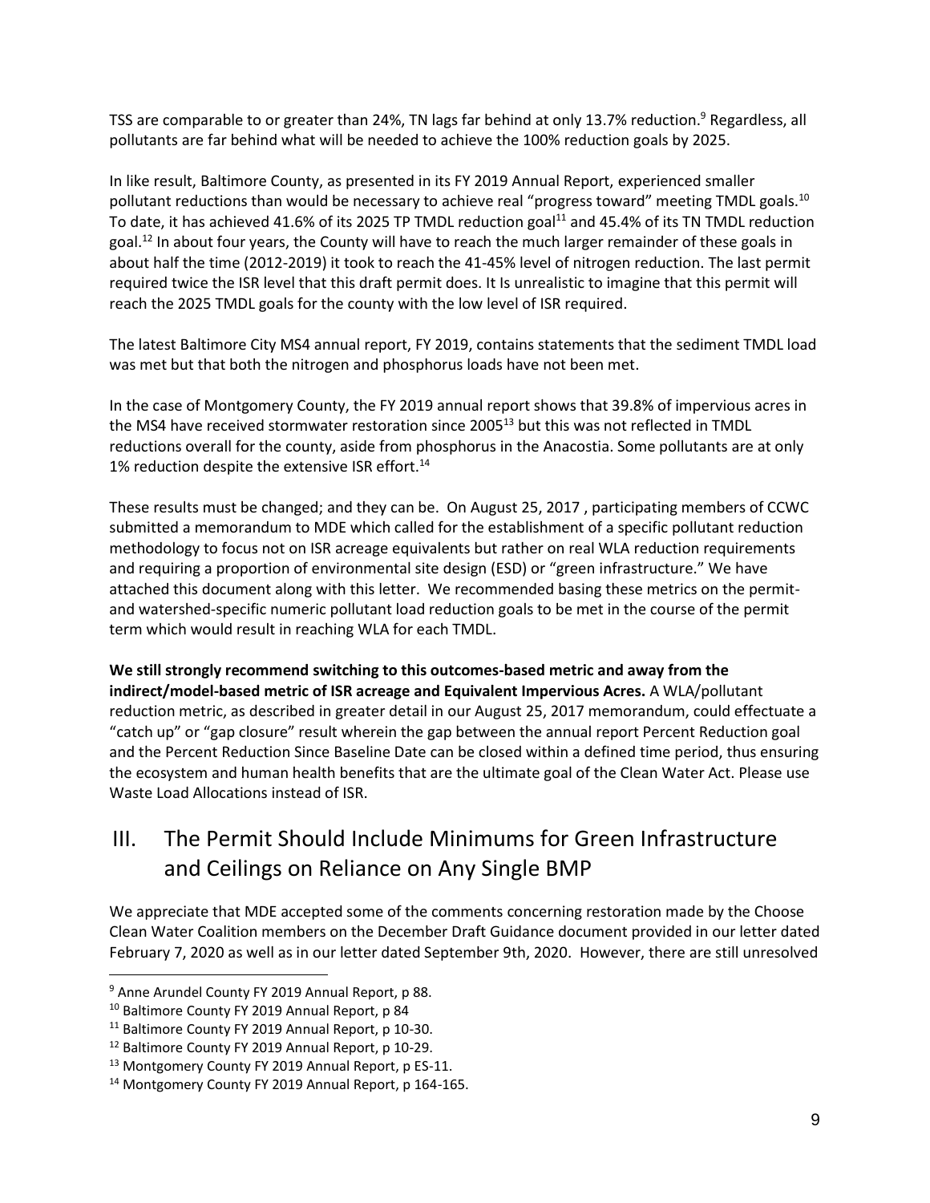TSS are comparable to or greater than 24%, TN lags far behind at only 13.7% reduction.[9] Regardless, all pollutants are far behind what will be needed to achieve the 100% reduction goals by 2025.

In like result, Baltimore County, as presented in its FY 2019 Annual Report, experienced smaller pollutant reductions than would be necessary to achieve real "progress toward" meeting TMDL goals.[10] To date, it has achieved 41.6% of its 2025 TP TMDL reduction goal[11] and 45.4% of its TN TMDL reduction goal.[12] In about four years, the County will have to reach the much larger remainder of these goals in about half the time (2012-2019) it took to reach the 41-45% level of nitrogen reduction. The last permit required twice the ISR level that this draft permit does. It Is unrealistic to imagine that this permit will reach the 2025 TMDL goals for the county with the low level of ISR required.

The latest Baltimore City MS4 annual report, FY 2019, contains statements that the sediment TMDL load was met but that both the nitrogen and phosphorus loads have not been met.

In the case of Montgomery County, the FY 2019 annual report shows that 39.8% of impervious acres in the MS4 have received stormwater restoration since 2005[13] but this was not reflected in TMDL reductions overall for the county, aside from phosphorus in the Anacostia. Some pollutants are at only 1% reduction despite the extensive ISR effort.[14]

These results must be changed; and they can be. On August 25, 2017 , participating members of CCWC submitted a memorandum to MDE which called for the establishment of a specific pollutant reduction methodology to focus not on ISR acreage equivalents but rather on real WLA reduction requirements and requiring a proportion of environmental site design (ESD) or "green infrastructure." We have attached this document along with this letter. We recommended basing these metrics on the permit- and watershed-specific numeric pollutant load reduction goals to be met in the course of the permit term which would result in reaching WLA for each TMDL.

**We still strongly recommend switching to this outcomes-based metric and away from the indirect/model-based metric of ISR acreage and Equivalent Impervious Acres.** A WLA/pollutant reduction metric, as described in greater detail in our August 25, 2017 memorandum, could effectuate a "catch up" or "gap closure" result wherein the gap between the annual report Percent Reduction goal and the Percent Reduction Since Baseline Date can be closed within a defined time period, thus ensuring the ecosystem and human health benefits that are the ultimate goal of the Clean Water Act. Please use Waste Load Allocations instead of ISR.

# III. The Permit Should Include Minimums for Green Infrastructure and Ceilings on Reliance on Any Single BMP

We appreciate that MDE accepted some of the comments concerning restoration made by the Choose Clean Water Coalition members on the December Draft Guidance document provided in our letter dated February 7, 2020 as well as in our letter dated September 9th, 2020. However, there are still unresolved

---

[9] Anne Arundel County FY 2019 Annual Report, p 88.

[10] Baltimore County FY 2019 Annual Report, p 84

[11] Baltimore County FY 2019 Annual Report, p 10-30.

[12] Baltimore County FY 2019 Annual Report, p 10-29.

[13] Montgomery County FY 2019 Annual Report, p ES-11.

[14] Montgomery County FY 2019 Annual Report, p 164-165.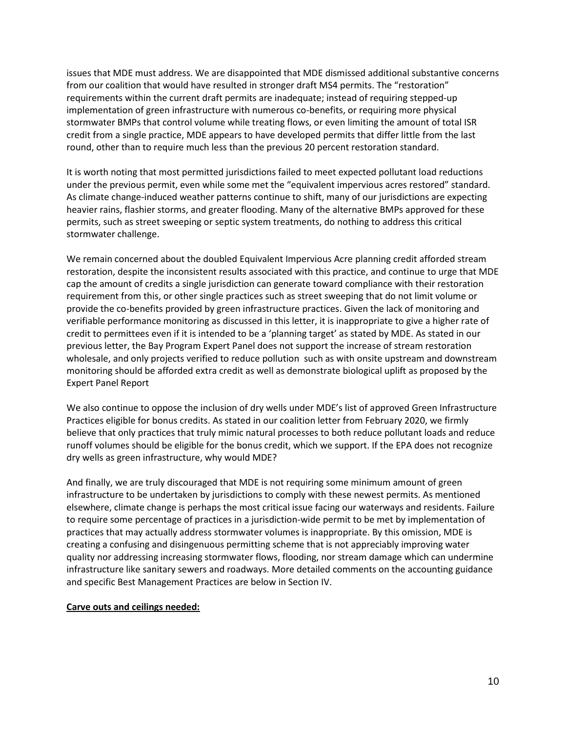issues that MDE must address. We are disappointed that MDE dismissed additional substantive concerns from our coalition that would have resulted in stronger draft MS4 permits. The "restoration" requirements within the current draft permits are inadequate; instead of requiring stepped-up implementation of green infrastructure with numerous co-benefits, or requiring more physical stormwater BMPs that control volume while treating flows, or even limiting the amount of total ISR credit from a single practice, MDE appears to have developed permits that differ little from the last round, other than to require much less than the previous 20 percent restoration standard.

It is worth noting that most permitted jurisdictions failed to meet expected pollutant load reductions under the previous permit, even while some met the "equivalent impervious acres restored" standard. As climate change-induced weather patterns continue to shift, many of our jurisdictions are expecting heavier rains, flashier storms, and greater flooding. Many of the alternative BMPs approved for these permits, such as street sweeping or septic system treatments, do nothing to address this critical stormwater challenge.

We remain concerned about the doubled Equivalent Impervious Acre planning credit afforded stream restoration, despite the inconsistent results associated with this practice, and continue to urge that MDE cap the amount of credits a single jurisdiction can generate toward compliance with their restoration requirement from this, or other single practices such as street sweeping that do not limit volume or provide the co-benefits provided by green infrastructure practices. Given the lack of monitoring and verifiable performance monitoring as discussed in this letter, it is inappropriate to give a higher rate of credit to permittees even if it is intended to be a 'planning target' as stated by MDE. As stated in our previous letter, the Bay Program Expert Panel does not support the increase of stream restoration wholesale, and only projects verified to reduce pollution such as with onsite upstream and downstream monitoring should be afforded extra credit as well as demonstrate biological uplift as proposed by the Expert Panel Report

We also continue to oppose the inclusion of dry wells under MDE's list of approved Green Infrastructure Practices eligible for bonus credits. As stated in our coalition letter from February 2020, we firmly believe that only practices that truly mimic natural processes to both reduce pollutant loads and reduce runoff volumes should be eligible for the bonus credit, which we support. If the EPA does not recognize dry wells as green infrastructure, why would MDE?

And finally, we are truly discouraged that MDE is not requiring some minimum amount of green infrastructure to be undertaken by jurisdictions to comply with these newest permits. As mentioned elsewhere, climate change is perhaps the most critical issue facing our waterways and residents. Failure to require some percentage of practices in a jurisdiction-wide permit to be met by implementation of practices that may actually address stormwater volumes is inappropriate. By this omission, MDE is creating a confusing and disingenuous permitting scheme that is not appreciably improving water quality nor addressing increasing stormwater flows, flooding, nor stream damage which can undermine infrastructure like sanitary sewers and roadways. More detailed comments on the accounting guidance and specific Best Management Practices are below in Section IV.

**Carve outs and ceilings needed:**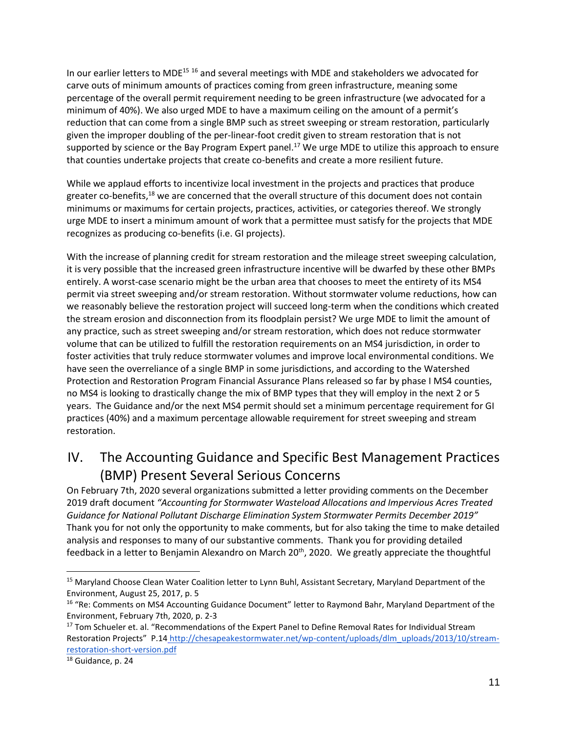In our earlier letters to MDE[15] [16] and several meetings with MDE and stakeholders we advocated for carve outs of minimum amounts of practices coming from green infrastructure, meaning some percentage of the overall permit requirement needing to be green infrastructure (we advocated for a minimum of 40%). We also urged MDE to have a maximum ceiling on the amount of a permit's reduction that can come from a single BMP such as street sweeping or stream restoration, particularly given the improper doubling of the per-linear-foot credit given to stream restoration that is not supported by science or the Bay Program Expert panel.[17] We urge MDE to utilize this approach to ensure that counties undertake projects that create co-benefits and create a more resilient future.

While we applaud efforts to incentivize local investment in the projects and practices that produce greater co-benefits,[18] we are concerned that the overall structure of this document does not contain minimums or maximums for certain projects, practices, activities, or categories thereof. We strongly urge MDE to insert a minimum amount of work that a permittee must satisfy for the projects that MDE recognizes as producing co-benefits (i.e. GI projects).

With the increase of planning credit for stream restoration and the mileage street sweeping calculation, it is very possible that the increased green infrastructure incentive will be dwarfed by these other BMPs entirely. A worst-case scenario might be the urban area that chooses to meet the entirety of its MS4 permit via street sweeping and/or stream restoration. Without stormwater volume reductions, how can we reasonably believe the restoration project will succeed long-term when the conditions which created the stream erosion and disconnection from its floodplain persist? We urge MDE to limit the amount of any practice, such as street sweeping and/or stream restoration, which does not reduce stormwater volume that can be utilized to fulfill the restoration requirements on an MS4 jurisdiction, in order to foster activities that truly reduce stormwater volumes and improve local environmental conditions. We have seen the overreliance of a single BMP in some jurisdictions, and according to the Watershed Protection and Restoration Program Financial Assurance Plans released so far by phase I MS4 counties, no MS4 is looking to drastically change the mix of BMP types that they will employ in the next 2 or 5 years. The Guidance and/or the next MS4 permit should set a minimum percentage requirement for GI practices (40%) and a maximum percentage allowable requirement for street sweeping and stream restoration.

## IV. The Accounting Guidance and Specific Best Management Practices (BMP) Present Several Serious Concerns

On February 7th, 2020 several organizations submitted a letter providing comments on the December 2019 draft document *"Accounting for Stormwater Wasteload Allocations and Impervious Acres Treated Guidance for National Pollutant Discharge Elimination System Stormwater Permits December 2019"* Thank you for not only the opportunity to make comments, but for also taking the time to make detailed analysis and responses to many of our substantive comments. Thank you for providing detailed feedback in a letter to Benjamin Alexandro on March 20th, 2020. We greatly appreciate the thoughtful

---

[15] Maryland Choose Clean Water Coalition letter to Lynn Buhl, Assistant Secretary, Maryland Department of the Environment, August 25, 2017, p. 5

[16] "Re: Comments on MS4 Accounting Guidance Document" letter to Raymond Bahr, Maryland Department of the Environment, February 7th, 2020, p. 2-3

[17] Tom Schueler et. al. "Recommendations of the Expert Panel to Define Removal Rates for Individual Stream Restoration Projects" P.14 http://chesapeakestormwater.net/wp-content/uploads/dlm_uploads/2013/10/stream-restoration-short-version.pdf

[18] Guidance, p. 24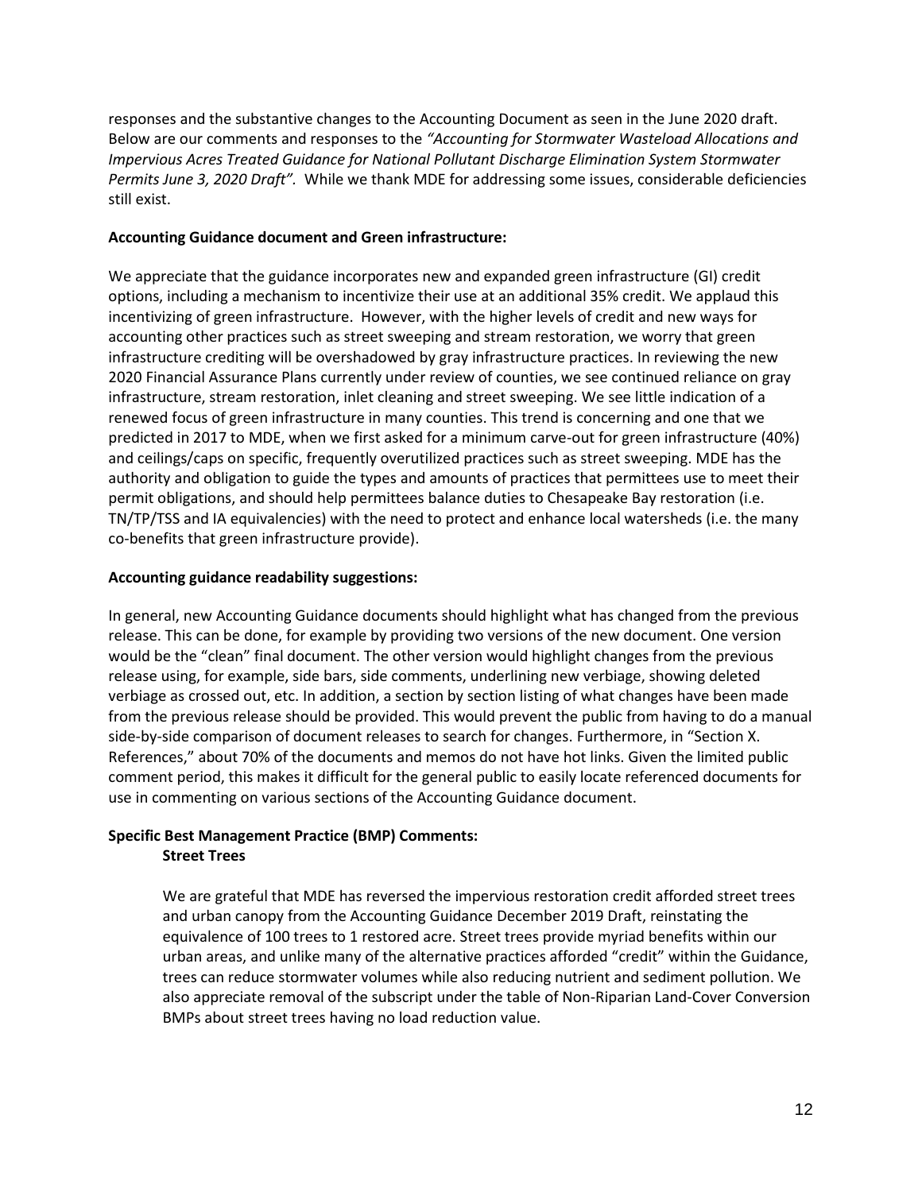responses and the substantive changes to the Accounting Document as seen in the June 2020 draft. Below are our comments and responses to the *"Accounting for Stormwater Wasteload Allocations and Impervious Acres Treated Guidance for National Pollutant Discharge Elimination System Stormwater Permits June 3, 2020 Draft".* While we thank MDE for addressing some issues, considerable deficiencies still exist.

**Accounting Guidance document and Green infrastructure:**

We appreciate that the guidance incorporates new and expanded green infrastructure (GI) credit options, including a mechanism to incentivize their use at an additional 35% credit. We applaud this incentivizing of green infrastructure. However, with the higher levels of credit and new ways for accounting other practices such as street sweeping and stream restoration, we worry that green infrastructure crediting will be overshadowed by gray infrastructure practices. In reviewing the new 2020 Financial Assurance Plans currently under review of counties, we see continued reliance on gray infrastructure, stream restoration, inlet cleaning and street sweeping. We see little indication of a renewed focus of green infrastructure in many counties. This trend is concerning and one that we predicted in 2017 to MDE, when we first asked for a minimum carve-out for green infrastructure (40%) and ceilings/caps on specific, frequently overutilized practices such as street sweeping. MDE has the authority and obligation to guide the types and amounts of practices that permittees use to meet their permit obligations, and should help permittees balance duties to Chesapeake Bay restoration (i.e. TN/TP/TSS and IA equivalencies) with the need to protect and enhance local watersheds (i.e. the many co-benefits that green infrastructure provide).

**Accounting guidance readability suggestions:**

In general, new Accounting Guidance documents should highlight what has changed from the previous release. This can be done, for example by providing two versions of the new document. One version would be the "clean" final document. The other version would highlight changes from the previous release using, for example, side bars, side comments, underlining new verbiage, showing deleted verbiage as crossed out, etc. In addition, a section by section listing of what changes have been made from the previous release should be provided. This would prevent the public from having to do a manual side-by-side comparison of document releases to search for changes. Furthermore, in "Section X. References," about 70% of the documents and memos do not have hot links. Given the limited public comment period, this makes it difficult for the general public to easily locate referenced documents for use in commenting on various sections of the Accounting Guidance document.

**Specific Best Management Practice (BMP) Comments:**

**Street Trees**

We are grateful that MDE has reversed the impervious restoration credit afforded street trees and urban canopy from the Accounting Guidance December 2019 Draft, reinstating the equivalence of 100 trees to 1 restored acre. Street trees provide myriad benefits within our urban areas, and unlike many of the alternative practices afforded "credit" within the Guidance, trees can reduce stormwater volumes while also reducing nutrient and sediment pollution. We also appreciate removal of the subscript under the table of Non-Riparian Land-Cover Conversion BMPs about street trees having no load reduction value.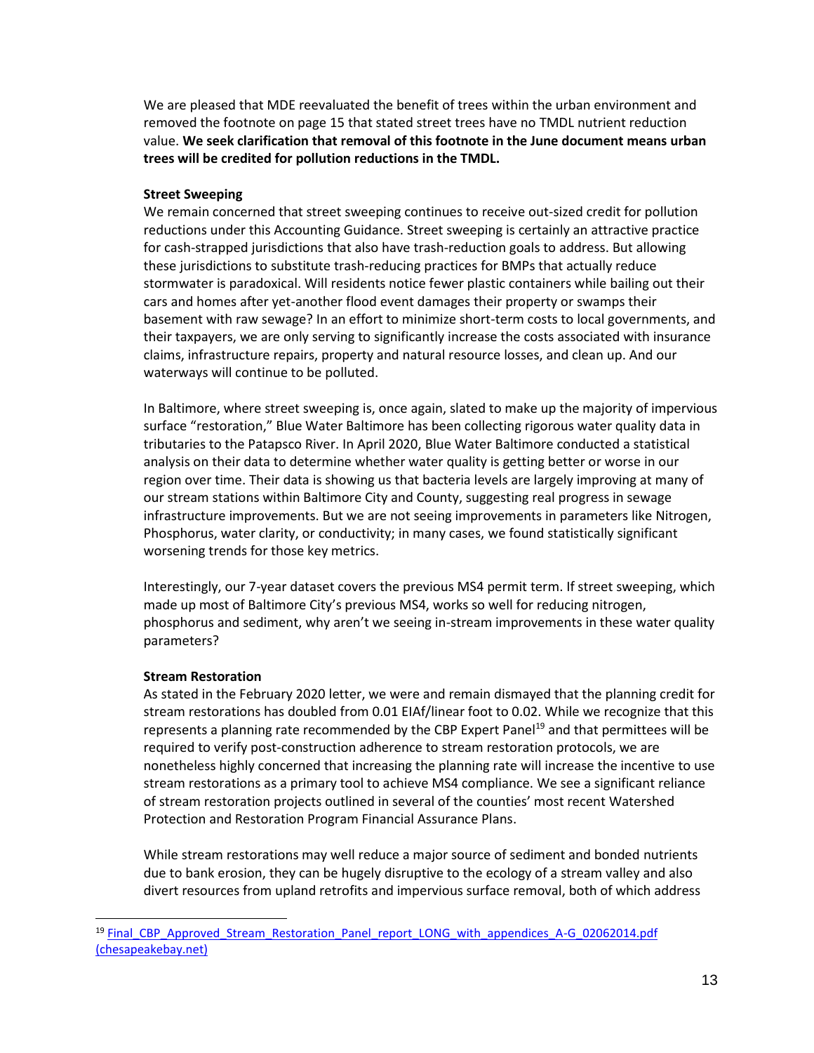We are pleased that MDE reevaluated the benefit of trees within the urban environment and removed the footnote on page 15 that stated street trees have no TMDL nutrient reduction value. **We seek clarification that removal of this footnote in the June document means urban trees will be credited for pollution reductions in the TMDL.**

**Street Sweeping**

We remain concerned that street sweeping continues to receive out-sized credit for pollution reductions under this Accounting Guidance. Street sweeping is certainly an attractive practice for cash-strapped jurisdictions that also have trash-reduction goals to address. But allowing these jurisdictions to substitute trash-reducing practices for BMPs that actually reduce stormwater is paradoxical. Will residents notice fewer plastic containers while bailing out their cars and homes after yet-another flood event damages their property or swamps their basement with raw sewage? In an effort to minimize short-term costs to local governments, and their taxpayers, we are only serving to significantly increase the costs associated with insurance claims, infrastructure repairs, property and natural resource losses, and clean up. And our waterways will continue to be polluted.

In Baltimore, where street sweeping is, once again, slated to make up the majority of impervious surface "restoration," Blue Water Baltimore has been collecting rigorous water quality data in tributaries to the Patapsco River. In April 2020, Blue Water Baltimore conducted a statistical analysis on their data to determine whether water quality is getting better or worse in our region over time. Their data is showing us that bacteria levels are largely improving at many of our stream stations within Baltimore City and County, suggesting real progress in sewage infrastructure improvements. But we are not seeing improvements in parameters like Nitrogen, Phosphorus, water clarity, or conductivity; in many cases, we found statistically significant worsening trends for those key metrics.

Interestingly, our 7-year dataset covers the previous MS4 permit term. If street sweeping, which made up most of Baltimore City's previous MS4, works so well for reducing nitrogen, phosphorus and sediment, why aren't we seeing in-stream improvements in these water quality parameters?

**Stream Restoration**

As stated in the February 2020 letter, we were and remain dismayed that the planning credit for stream restorations has doubled from 0.01 EIAf/linear foot to 0.02. While we recognize that this represents a planning rate recommended by the CBP Expert Panel[19] and that permittees will be required to verify post-construction adherence to stream restoration protocols, we are nonetheless highly concerned that increasing the planning rate will increase the incentive to use stream restorations as a primary tool to achieve MS4 compliance. We see a significant reliance of stream restoration projects outlined in several of the counties' most recent Watershed Protection and Restoration Program Financial Assurance Plans.

While stream restorations may well reduce a major source of sediment and bonded nutrients due to bank erosion, they can be hugely disruptive to the ecology of a stream valley and also divert resources from upland retrofits and impervious surface removal, both of which address

---

[19] Final_CBP_Approved_Stream_Restoration_Panel_report_LONG_with_appendices_A-G_02062014.pdf (chesapeakebay.net)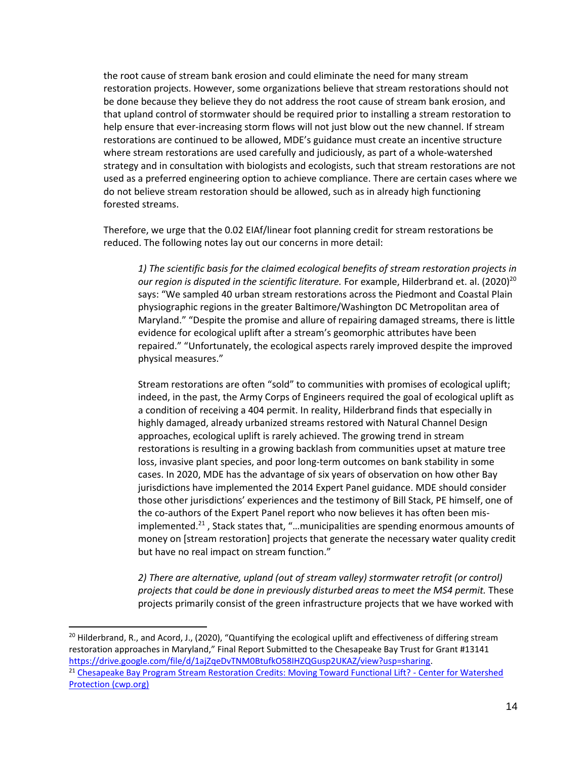the root cause of stream bank erosion and could eliminate the need for many stream restoration projects. However, some organizations believe that stream restorations should not be done because they believe they do not address the root cause of stream bank erosion, and that upland control of stormwater should be required prior to installing a stream restoration to help ensure that ever-increasing storm flows will not just blow out the new channel. If stream restorations are continued to be allowed, MDE's guidance must create an incentive structure where stream restorations are used carefully and judiciously, as part of a whole-watershed strategy and in consultation with biologists and ecologists, such that stream restorations are not used as a preferred engineering option to achieve compliance. There are certain cases where we do not believe stream restoration should be allowed, such as in already high functioning forested streams.

Therefore, we urge that the 0.02 EIAf/linear foot planning credit for stream restorations be reduced. The following notes lay out our concerns in more detail:

> *1) The scientific basis for the claimed ecological benefits of stream restoration projects in our region is disputed in the scientific literature.* For example, Hilderbrand et. al. (2020)[20] says: "We sampled 40 urban stream restorations across the Piedmont and Coastal Plain physiographic regions in the greater Baltimore/Washington DC Metropolitan area of Maryland." "Despite the promise and allure of repairing damaged streams, there is little evidence for ecological uplift after a stream's geomorphic attributes have been repaired." "Unfortunately, the ecological aspects rarely improved despite the improved physical measures."
>
> Stream restorations are often "sold" to communities with promises of ecological uplift; indeed, in the past, the Army Corps of Engineers required the goal of ecological uplift as a condition of receiving a 404 permit. In reality, Hilderbrand finds that especially in highly damaged, already urbanized streams restored with Natural Channel Design approaches, ecological uplift is rarely achieved. The growing trend in stream restorations is resulting in a growing backlash from communities upset at mature tree loss, invasive plant species, and poor long-term outcomes on bank stability in some cases. In 2020, MDE has the advantage of six years of observation on how other Bay jurisdictions have implemented the 2014 Expert Panel guidance. MDE should consider those other jurisdictions' experiences and the testimony of Bill Stack, PE himself, one of the co-authors of the Expert Panel report who now believes it has often been mis-implemented.[21] , Stack states that, "…municipalities are spending enormous amounts of money on [stream restoration] projects that generate the necessary water quality credit but have no real impact on stream function."
>
> *2) There are alternative, upland (out of stream valley) stormwater retrofit (or control) projects that could be done in previously disturbed areas to meet the MS4 permit.* These projects primarily consist of the green infrastructure projects that we have worked with

---

[20] Hilderbrand, R., and Acord, J., (2020), "Quantifying the ecological uplift and effectiveness of differing stream restoration approaches in Maryland," Final Report Submitted to the Chesapeake Bay Trust for Grant #13141 https://drive.google.com/file/d/1ajZqeDvTNM0BtufkO58IHZQGusp2UKAZ/view?usp=sharing.

[21] Chesapeake Bay Program Stream Restoration Credits: Moving Toward Functional Lift? - Center for Watershed Protection (cwp.org)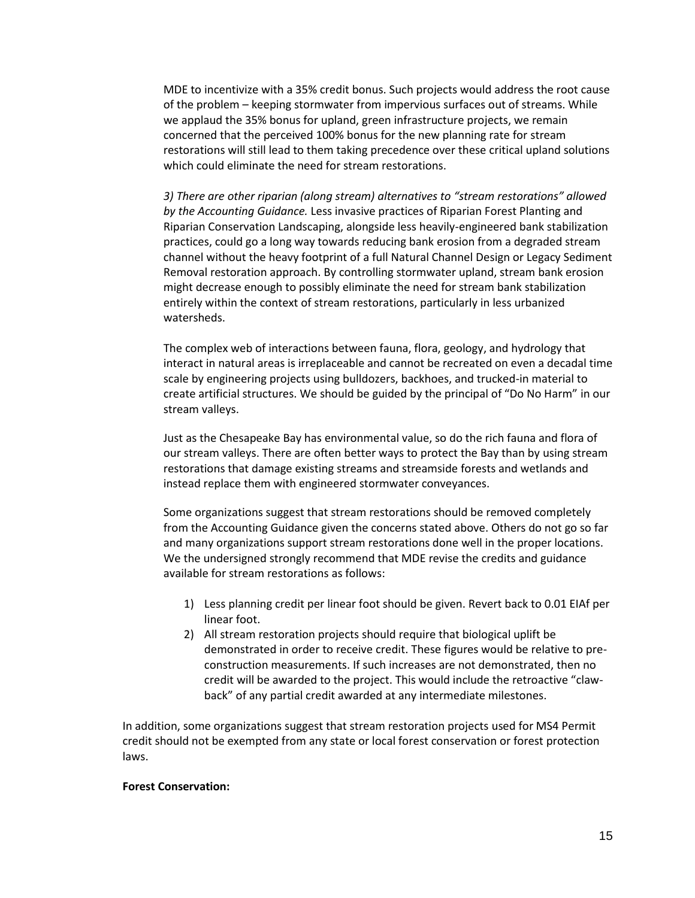MDE to incentivize with a 35% credit bonus. Such projects would address the root cause of the problem – keeping stormwater from impervious surfaces out of streams. While we applaud the 35% bonus for upland, green infrastructure projects, we remain concerned that the perceived 100% bonus for the new planning rate for stream restorations will still lead to them taking precedence over these critical upland solutions which could eliminate the need for stream restorations.

*3) There are other riparian (along stream) alternatives to "stream restorations" allowed by the Accounting Guidance.* Less invasive practices of Riparian Forest Planting and Riparian Conservation Landscaping, alongside less heavily-engineered bank stabilization practices, could go a long way towards reducing bank erosion from a degraded stream channel without the heavy footprint of a full Natural Channel Design or Legacy Sediment Removal restoration approach. By controlling stormwater upland, stream bank erosion might decrease enough to possibly eliminate the need for stream bank stabilization entirely within the context of stream restorations, particularly in less urbanized watersheds.

The complex web of interactions between fauna, flora, geology, and hydrology that interact in natural areas is irreplaceable and cannot be recreated on even a decadal time scale by engineering projects using bulldozers, backhoes, and trucked-in material to create artificial structures. We should be guided by the principal of "Do No Harm" in our stream valleys.

Just as the Chesapeake Bay has environmental value, so do the rich fauna and flora of our stream valleys. There are often better ways to protect the Bay than by using stream restorations that damage existing streams and streamside forests and wetlands and instead replace them with engineered stormwater conveyances.

Some organizations suggest that stream restorations should be removed completely from the Accounting Guidance given the concerns stated above. Others do not go so far and many organizations support stream restorations done well in the proper locations. We the undersigned strongly recommend that MDE revise the credits and guidance available for stream restorations as follows:

1) Less planning credit per linear foot should be given. Revert back to 0.01 EIAf per linear foot.
2) All stream restoration projects should require that biological uplift be demonstrated in order to receive credit. These figures would be relative to pre-construction measurements. If such increases are not demonstrated, then no credit will be awarded to the project. This would include the retroactive "claw-back" of any partial credit awarded at any intermediate milestones.

In addition, some organizations suggest that stream restoration projects used for MS4 Permit credit should not be exempted from any state or local forest conservation or forest protection laws.

**Forest Conservation:**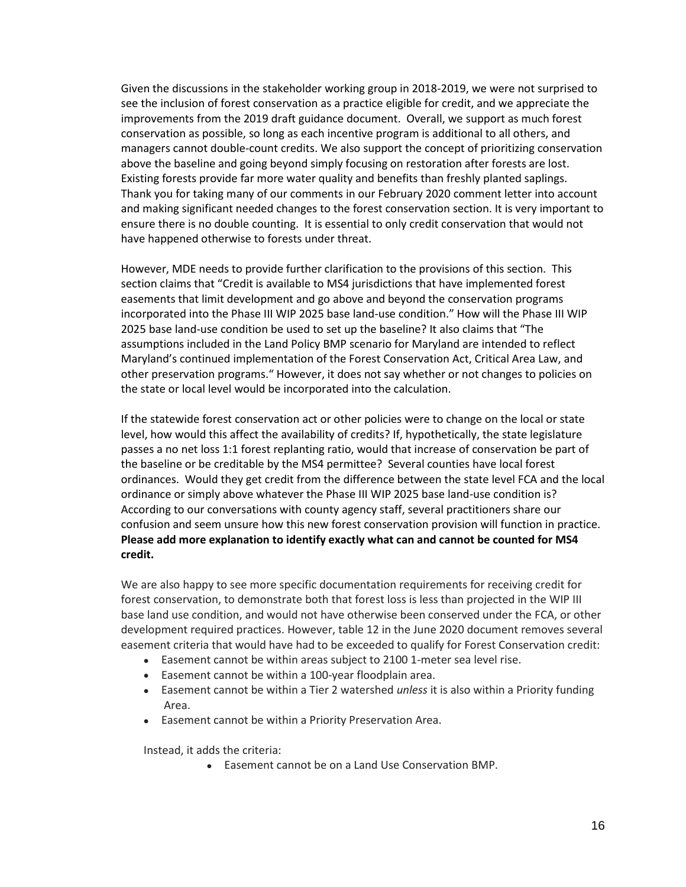Given the discussions in the stakeholder working group in 2018-2019, we were not surprised to see the inclusion of forest conservation as a practice eligible for credit, and we appreciate the improvements from the 2019 draft guidance document. Overall, we support as much forest conservation as possible, so long as each incentive program is additional to all others, and managers cannot double-count credits. We also support the concept of prioritizing conservation above the baseline and going beyond simply focusing on restoration after forests are lost. Existing forests provide far more water quality and benefits than freshly planted saplings. Thank you for taking many of our comments in our February 2020 comment letter into account and making significant needed changes to the forest conservation section. It is very important to ensure there is no double counting. It is essential to only credit conservation that would not have happened otherwise to forests under threat.

However, MDE needs to provide further clarification to the provisions of this section. This section claims that "Credit is available to MS4 jurisdictions that have implemented forest easements that limit development and go above and beyond the conservation programs incorporated into the Phase III WIP 2025 base land-use condition." How will the Phase III WIP 2025 base land-use condition be used to set up the baseline? It also claims that "The assumptions included in the Land Policy BMP scenario for Maryland are intended to reflect Maryland's continued implementation of the Forest Conservation Act, Critical Area Law, and other preservation programs." However, it does not say whether or not changes to policies on the state or local level would be incorporated into the calculation.

If the statewide forest conservation act or other policies were to change on the local or state level, how would this affect the availability of credits? If, hypothetically, the state legislature passes a no net loss 1:1 forest replanting ratio, would that increase of conservation be part of the baseline or be creditable by the MS4 permittee? Several counties have local forest ordinances. Would they get credit from the difference between the state level FCA and the local ordinance or simply above whatever the Phase III WIP 2025 base land-use condition is? According to our conversations with county agency staff, several practitioners share our confusion and seem unsure how this new forest conservation provision will function in practice. **Please add more explanation to identify exactly what can and cannot be counted for MS4 credit.**

We are also happy to see more specific documentation requirements for receiving credit for forest conservation, to demonstrate both that forest loss is less than projected in the WIP III base land use condition, and would not have otherwise been conserved under the FCA, or other development required practices. However, table 12 in the June 2020 document removes several easement criteria that would have had to be exceeded to qualify for Forest Conservation credit:

- Easement cannot be within areas subject to 2100 1-meter sea level rise.
- Easement cannot be within a 100-year floodplain area.
- Easement cannot be within a Tier 2 watershed *unless* it is also within a Priority funding Area.
- Easement cannot be within a Priority Preservation Area.

Instead, it adds the criteria:

- Easement cannot be on a Land Use Conservation BMP.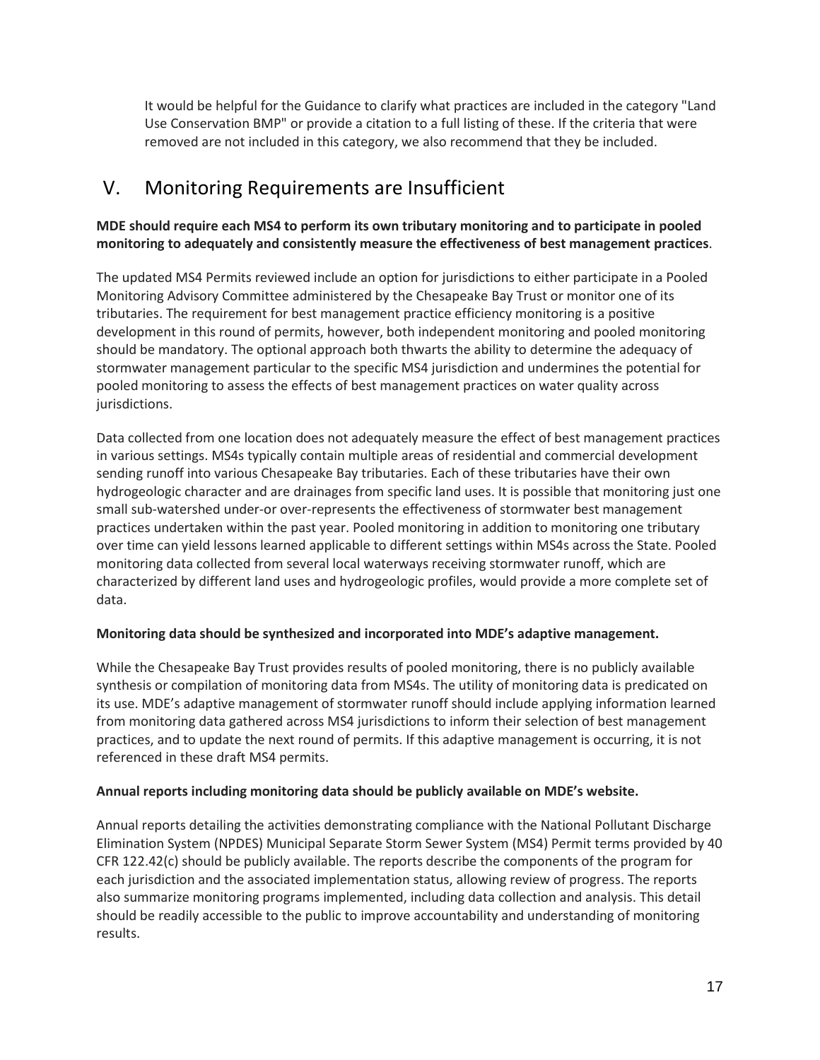It would be helpful for the Guidance to clarify what practices are included in the category "Land Use Conservation BMP" or provide a citation to a full listing of these. If the criteria that were removed are not included in this category, we also recommend that they be included.

## V. Monitoring Requirements are Insufficient

**MDE should require each MS4 to perform its own tributary monitoring and to participate in pooled monitoring to adequately and consistently measure the effectiveness of best management practices**.

The updated MS4 Permits reviewed include an option for jurisdictions to either participate in a Pooled Monitoring Advisory Committee administered by the Chesapeake Bay Trust or monitor one of its tributaries. The requirement for best management practice efficiency monitoring is a positive development in this round of permits, however, both independent monitoring and pooled monitoring should be mandatory. The optional approach both thwarts the ability to determine the adequacy of stormwater management particular to the specific MS4 jurisdiction and undermines the potential for pooled monitoring to assess the effects of best management practices on water quality across jurisdictions.

Data collected from one location does not adequately measure the effect of best management practices in various settings. MS4s typically contain multiple areas of residential and commercial development sending runoff into various Chesapeake Bay tributaries. Each of these tributaries have their own hydrogeologic character and are drainages from specific land uses. It is possible that monitoring just one small sub-watershed under-or over-represents the effectiveness of stormwater best management practices undertaken within the past year. Pooled monitoring in addition to monitoring one tributary over time can yield lessons learned applicable to different settings within MS4s across the State. Pooled monitoring data collected from several local waterways receiving stormwater runoff, which are characterized by different land uses and hydrogeologic profiles, would provide a more complete set of data.

**Monitoring data should be synthesized and incorporated into MDE's adaptive management.**

While the Chesapeake Bay Trust provides results of pooled monitoring, there is no publicly available synthesis or compilation of monitoring data from MS4s. The utility of monitoring data is predicated on its use. MDE's adaptive management of stormwater runoff should include applying information learned from monitoring data gathered across MS4 jurisdictions to inform their selection of best management practices, and to update the next round of permits. If this adaptive management is occurring, it is not referenced in these draft MS4 permits.

**Annual reports including monitoring data should be publicly available on MDE's website.**

Annual reports detailing the activities demonstrating compliance with the National Pollutant Discharge Elimination System (NPDES) Municipal Separate Storm Sewer System (MS4) Permit terms provided by 40 CFR 122.42(c) should be publicly available. The reports describe the components of the program for each jurisdiction and the associated implementation status, allowing review of progress. The reports also summarize monitoring programs implemented, including data collection and analysis. This detail should be readily accessible to the public to improve accountability and understanding of monitoring results.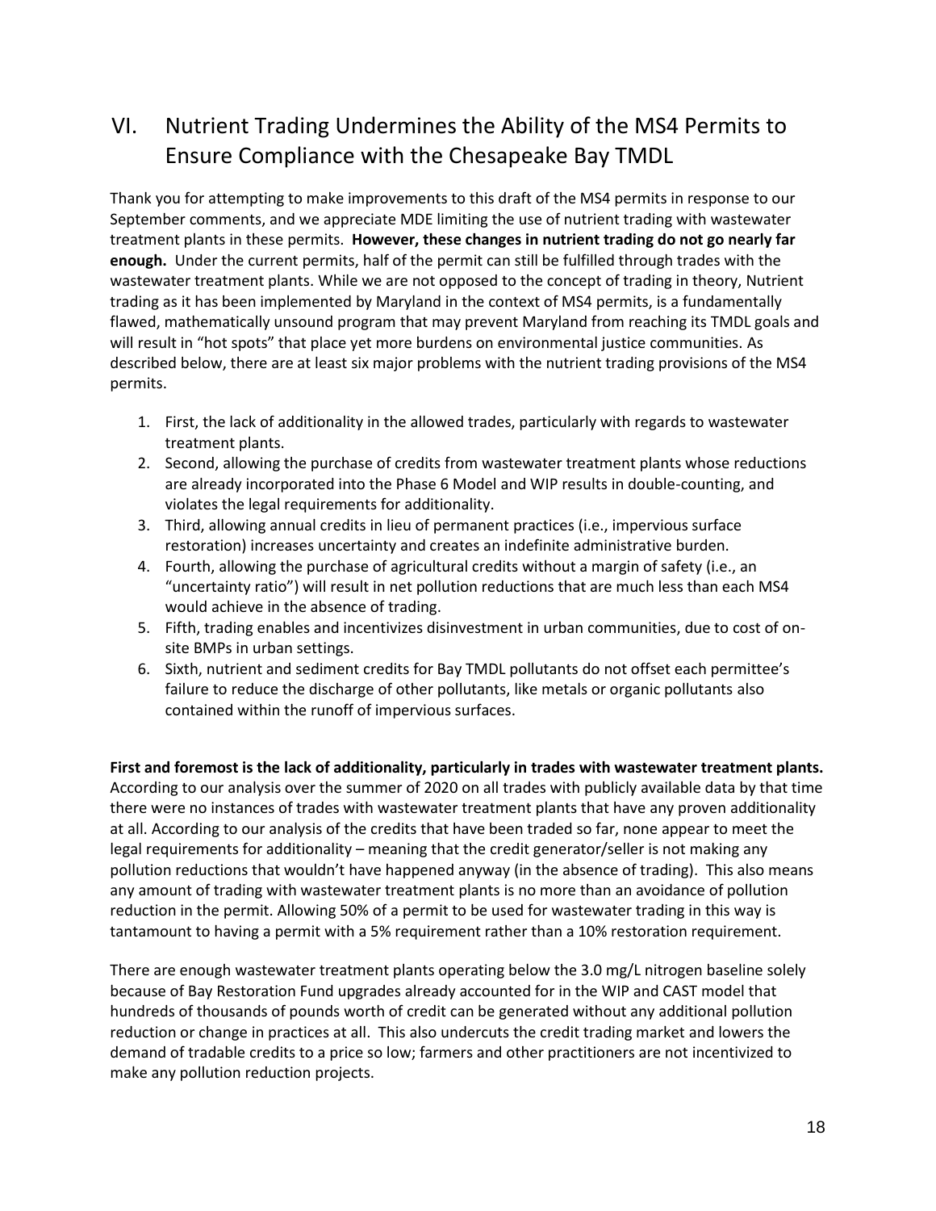## VI. Nutrient Trading Undermines the Ability of the MS4 Permits to Ensure Compliance with the Chesapeake Bay TMDL

Thank you for attempting to make improvements to this draft of the MS4 permits in response to our September comments, and we appreciate MDE limiting the use of nutrient trading with wastewater treatment plants in these permits. **However, these changes in nutrient trading do not go nearly far enough.** Under the current permits, half of the permit can still be fulfilled through trades with the wastewater treatment plants. While we are not opposed to the concept of trading in theory, Nutrient trading as it has been implemented by Maryland in the context of MS4 permits, is a fundamentally flawed, mathematically unsound program that may prevent Maryland from reaching its TMDL goals and will result in "hot spots" that place yet more burdens on environmental justice communities. As described below, there are at least six major problems with the nutrient trading provisions of the MS4 permits.

1. First, the lack of additionality in the allowed trades, particularly with regards to wastewater treatment plants.
2. Second, allowing the purchase of credits from wastewater treatment plants whose reductions are already incorporated into the Phase 6 Model and WIP results in double-counting, and violates the legal requirements for additionality.
3. Third, allowing annual credits in lieu of permanent practices (i.e., impervious surface restoration) increases uncertainty and creates an indefinite administrative burden.
4. Fourth, allowing the purchase of agricultural credits without a margin of safety (i.e., an "uncertainty ratio") will result in net pollution reductions that are much less than each MS4 would achieve in the absence of trading.
5. Fifth, trading enables and incentivizes disinvestment in urban communities, due to cost of on-site BMPs in urban settings.
6. Sixth, nutrient and sediment credits for Bay TMDL pollutants do not offset each permittee's failure to reduce the discharge of other pollutants, like metals or organic pollutants also contained within the runoff of impervious surfaces.

**First and foremost is the lack of additionality, particularly in trades with wastewater treatment plants.** According to our analysis over the summer of 2020 on all trades with publicly available data by that time there were no instances of trades with wastewater treatment plants that have any proven additionality at all. According to our analysis of the credits that have been traded so far, none appear to meet the legal requirements for additionality – meaning that the credit generator/seller is not making any pollution reductions that wouldn't have happened anyway (in the absence of trading). This also means any amount of trading with wastewater treatment plants is no more than an avoidance of pollution reduction in the permit. Allowing 50% of a permit to be used for wastewater trading in this way is tantamount to having a permit with a 5% requirement rather than a 10% restoration requirement.

There are enough wastewater treatment plants operating below the 3.0 mg/L nitrogen baseline solely because of Bay Restoration Fund upgrades already accounted for in the WIP and CAST model that hundreds of thousands of pounds worth of credit can be generated without any additional pollution reduction or change in practices at all. This also undercuts the credit trading market and lowers the demand of tradable credits to a price so low; farmers and other practitioners are not incentivized to make any pollution reduction projects.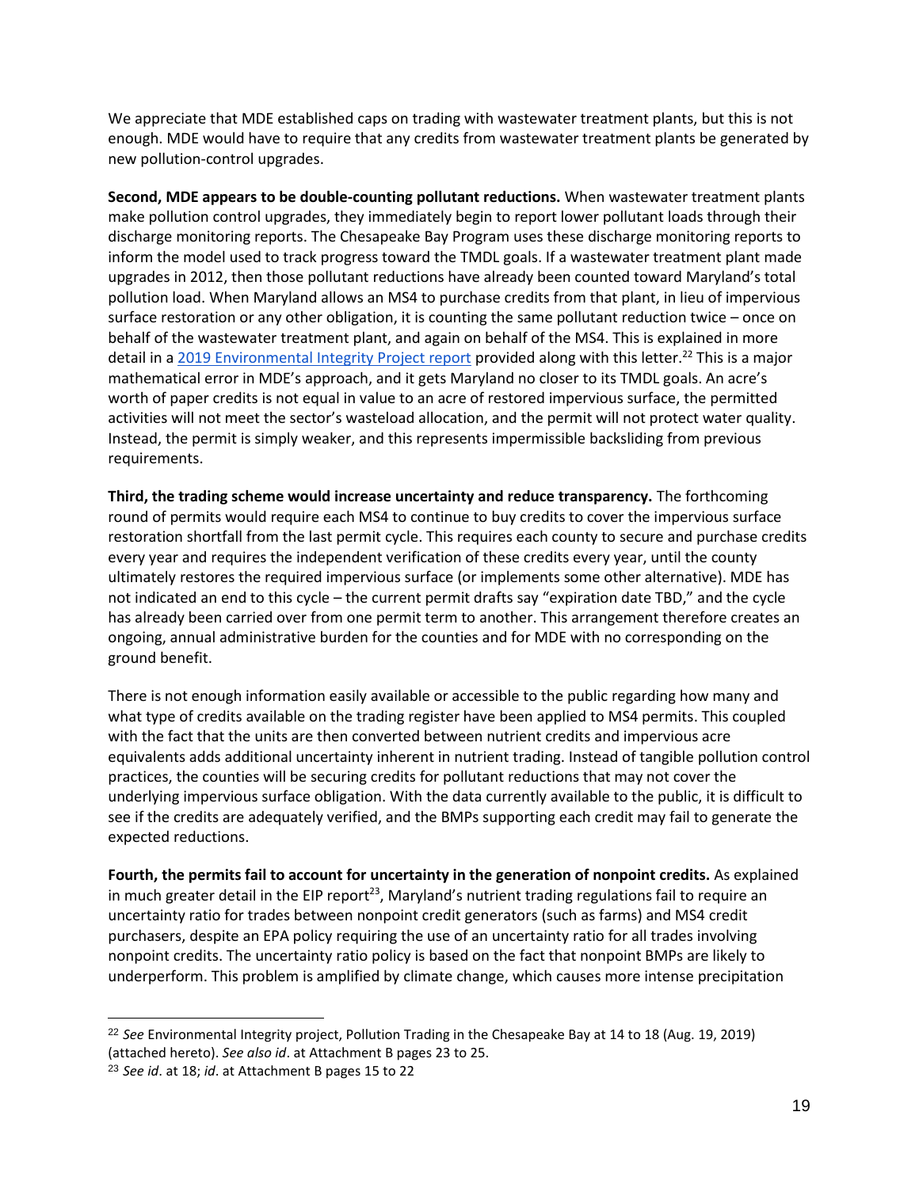We appreciate that MDE established caps on trading with wastewater treatment plants, but this is not enough. MDE would have to require that any credits from wastewater treatment plants be generated by new pollution-control upgrades.

**Second, MDE appears to be double-counting pollutant reductions.** When wastewater treatment plants make pollution control upgrades, they immediately begin to report lower pollutant loads through their discharge monitoring reports. The Chesapeake Bay Program uses these discharge monitoring reports to inform the model used to track progress toward the TMDL goals. If a wastewater treatment plant made upgrades in 2012, then those pollutant reductions have already been counted toward Maryland's total pollution load. When Maryland allows an MS4 to purchase credits from that plant, in lieu of impervious surface restoration or any other obligation, it is counting the same pollutant reduction twice – once on behalf of the wastewater treatment plant, and again on behalf of the MS4. This is explained in more detail in a [2019 Environmental Integrity Project report]() provided along with this letter.[22] This is a major mathematical error in MDE's approach, and it gets Maryland no closer to its TMDL goals. An acre's worth of paper credits is not equal in value to an acre of restored impervious surface, the permitted activities will not meet the sector's wasteload allocation, and the permit will not protect water quality. Instead, the permit is simply weaker, and this represents impermissible backsliding from previous requirements.

**Third, the trading scheme would increase uncertainty and reduce transparency.** The forthcoming round of permits would require each MS4 to continue to buy credits to cover the impervious surface restoration shortfall from the last permit cycle. This requires each county to secure and purchase credits every year and requires the independent verification of these credits every year, until the county ultimately restores the required impervious surface (or implements some other alternative). MDE has not indicated an end to this cycle – the current permit drafts say "expiration date TBD," and the cycle has already been carried over from one permit term to another. This arrangement therefore creates an ongoing, annual administrative burden for the counties and for MDE with no corresponding on the ground benefit.

There is not enough information easily available or accessible to the public regarding how many and what type of credits available on the trading register have been applied to MS4 permits. This coupled with the fact that the units are then converted between nutrient credits and impervious acre equivalents adds additional uncertainty inherent in nutrient trading. Instead of tangible pollution control practices, the counties will be securing credits for pollutant reductions that may not cover the underlying impervious surface obligation. With the data currently available to the public, it is difficult to see if the credits are adequately verified, and the BMPs supporting each credit may fail to generate the expected reductions.

**Fourth, the permits fail to account for uncertainty in the generation of nonpoint credits.** As explained in much greater detail in the EIP report[23], Maryland's nutrient trading regulations fail to require an uncertainty ratio for trades between nonpoint credit generators (such as farms) and MS4 credit purchasers, despite an EPA policy requiring the use of an uncertainty ratio for all trades involving nonpoint credits. The uncertainty ratio policy is based on the fact that nonpoint BMPs are likely to underperform. This problem is amplified by climate change, which causes more intense precipitation

---

[22] *See* Environmental Integrity project, Pollution Trading in the Chesapeake Bay at 14 to 18 (Aug. 19, 2019) (attached hereto). *See also id*. at Attachment B pages 23 to 25.

[23] *See id*. at 18; *id*. at Attachment B pages 15 to 22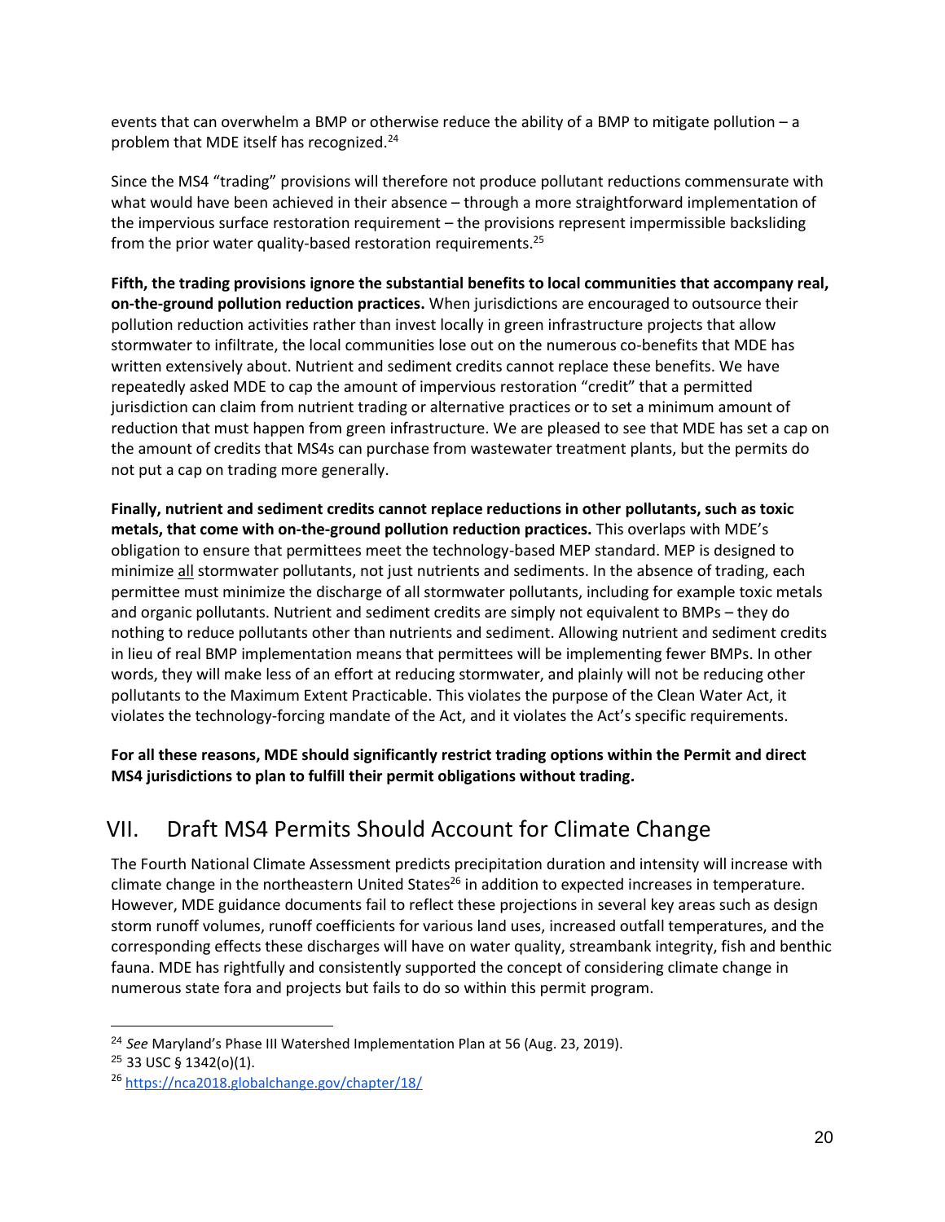events that can overwhelm a BMP or otherwise reduce the ability of a BMP to mitigate pollution – a problem that MDE itself has recognized.[24]

Since the MS4 "trading" provisions will therefore not produce pollutant reductions commensurate with what would have been achieved in their absence – through a more straightforward implementation of the impervious surface restoration requirement – the provisions represent impermissible backsliding from the prior water quality-based restoration requirements.[25]

**Fifth, the trading provisions ignore the substantial benefits to local communities that accompany real, on-the-ground pollution reduction practices.** When jurisdictions are encouraged to outsource their pollution reduction activities rather than invest locally in green infrastructure projects that allow stormwater to infiltrate, the local communities lose out on the numerous co-benefits that MDE has written extensively about. Nutrient and sediment credits cannot replace these benefits. We have repeatedly asked MDE to cap the amount of impervious restoration "credit" that a permitted jurisdiction can claim from nutrient trading or alternative practices or to set a minimum amount of reduction that must happen from green infrastructure. We are pleased to see that MDE has set a cap on the amount of credits that MS4s can purchase from wastewater treatment plants, but the permits do not put a cap on trading more generally.

**Finally, nutrient and sediment credits cannot replace reductions in other pollutants, such as toxic metals, that come with on-the-ground pollution reduction practices.** This overlaps with MDE's obligation to ensure that permittees meet the technology-based MEP standard. MEP is designed to minimize <u>all</u> stormwater pollutants, not just nutrients and sediments. In the absence of trading, each permittee must minimize the discharge of all stormwater pollutants, including for example toxic metals and organic pollutants. Nutrient and sediment credits are simply not equivalent to BMPs – they do nothing to reduce pollutants other than nutrients and sediment. Allowing nutrient and sediment credits in lieu of real BMP implementation means that permittees will be implementing fewer BMPs. In other words, they will make less of an effort at reducing stormwater, and plainly will not be reducing other pollutants to the Maximum Extent Practicable. This violates the purpose of the Clean Water Act, it violates the technology-forcing mandate of the Act, and it violates the Act's specific requirements.

**For all these reasons, MDE should significantly restrict trading options within the Permit and direct MS4 jurisdictions to plan to fulfill their permit obligations without trading.**

## VII. Draft MS4 Permits Should Account for Climate Change

The Fourth National Climate Assessment predicts precipitation duration and intensity will increase with climate change in the northeastern United States[26] in addition to expected increases in temperature. However, MDE guidance documents fail to reflect these projections in several key areas such as design storm runoff volumes, runoff coefficients for various land uses, increased outfall temperatures, and the corresponding effects these discharges will have on water quality, streambank integrity, fish and benthic fauna. MDE has rightfully and consistently supported the concept of considering climate change in numerous state fora and projects but fails to do so within this permit program.

---

[24] *See* Maryland's Phase III Watershed Implementation Plan at 56 (Aug. 23, 2019).

[25] 33 USC § 1342(o)(1).

[26] https://nca2018.globalchange.gov/chapter/18/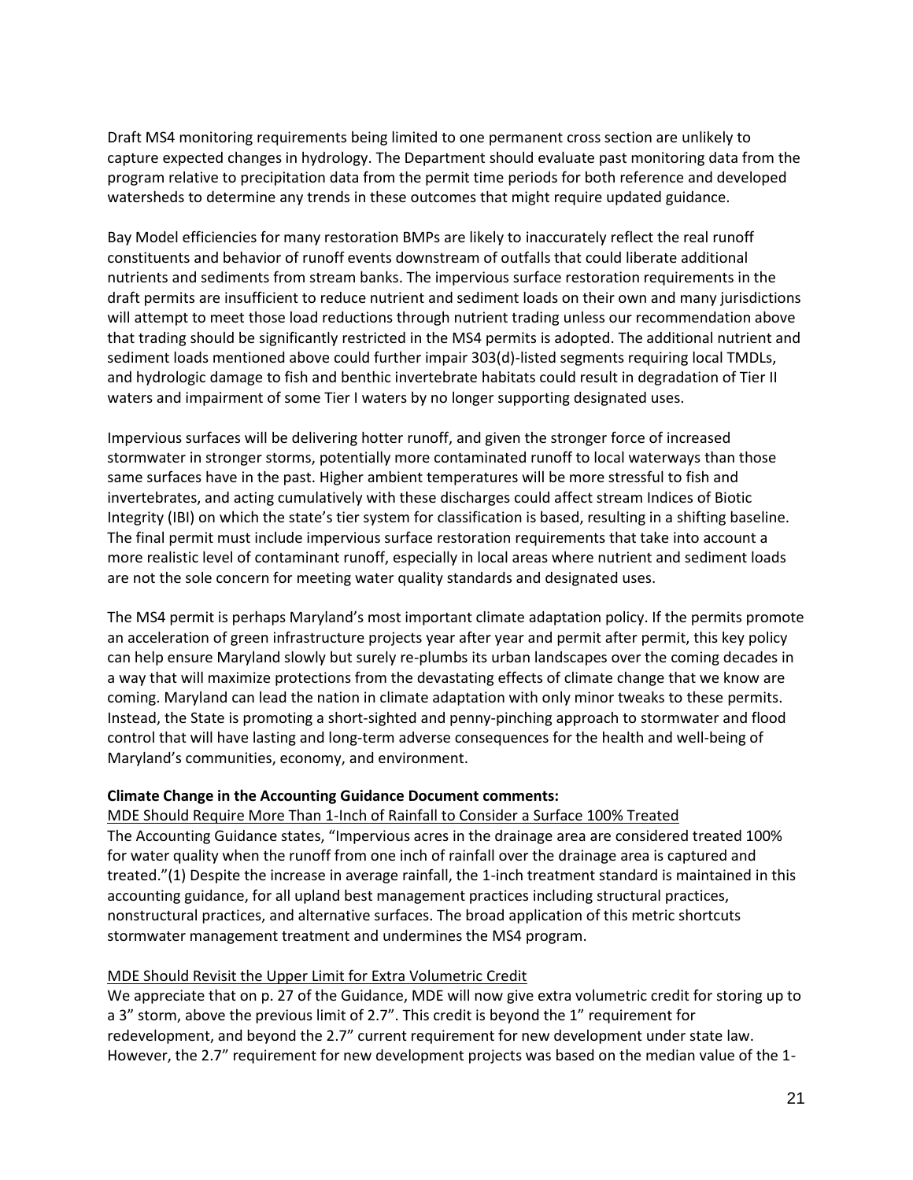Draft MS4 monitoring requirements being limited to one permanent cross section are unlikely to capture expected changes in hydrology. The Department should evaluate past monitoring data from the program relative to precipitation data from the permit time periods for both reference and developed watersheds to determine any trends in these outcomes that might require updated guidance.

Bay Model efficiencies for many restoration BMPs are likely to inaccurately reflect the real runoff constituents and behavior of runoff events downstream of outfalls that could liberate additional nutrients and sediments from stream banks. The impervious surface restoration requirements in the draft permits are insufficient to reduce nutrient and sediment loads on their own and many jurisdictions will attempt to meet those load reductions through nutrient trading unless our recommendation above that trading should be significantly restricted in the MS4 permits is adopted. The additional nutrient and sediment loads mentioned above could further impair 303(d)-listed segments requiring local TMDLs, and hydrologic damage to fish and benthic invertebrate habitats could result in degradation of Tier II waters and impairment of some Tier I waters by no longer supporting designated uses.

Impervious surfaces will be delivering hotter runoff, and given the stronger force of increased stormwater in stronger storms, potentially more contaminated runoff to local waterways than those same surfaces have in the past. Higher ambient temperatures will be more stressful to fish and invertebrates, and acting cumulatively with these discharges could affect stream Indices of Biotic Integrity (IBI) on which the state's tier system for classification is based, resulting in a shifting baseline. The final permit must include impervious surface restoration requirements that take into account a more realistic level of contaminant runoff, especially in local areas where nutrient and sediment loads are not the sole concern for meeting water quality standards and designated uses.

The MS4 permit is perhaps Maryland's most important climate adaptation policy. If the permits promote an acceleration of green infrastructure projects year after year and permit after permit, this key policy can help ensure Maryland slowly but surely re-plumbs its urban landscapes over the coming decades in a way that will maximize protections from the devastating effects of climate change that we know are coming. Maryland can lead the nation in climate adaptation with only minor tweaks to these permits. Instead, the State is promoting a short-sighted and penny-pinching approach to stormwater and flood control that will have lasting and long-term adverse consequences for the health and well-being of Maryland's communities, economy, and environment.

**Climate Change in the Accounting Guidance Document comments:**

MDE Should Require More Than 1-Inch of Rainfall to Consider a Surface 100% Treated

The Accounting Guidance states, "Impervious acres in the drainage area are considered treated 100% for water quality when the runoff from one inch of rainfall over the drainage area is captured and treated."(1) Despite the increase in average rainfall, the 1-inch treatment standard is maintained in this accounting guidance, for all upland best management practices including structural practices, nonstructural practices, and alternative surfaces. The broad application of this metric shortcuts stormwater management treatment and undermines the MS4 program.

MDE Should Revisit the Upper Limit for Extra Volumetric Credit

We appreciate that on p. 27 of the Guidance, MDE will now give extra volumetric credit for storing up to a 3" storm, above the previous limit of 2.7". This credit is beyond the 1" requirement for redevelopment, and beyond the 2.7" current requirement for new development under state law. However, the 2.7" requirement for new development projects was based on the median value of the 1-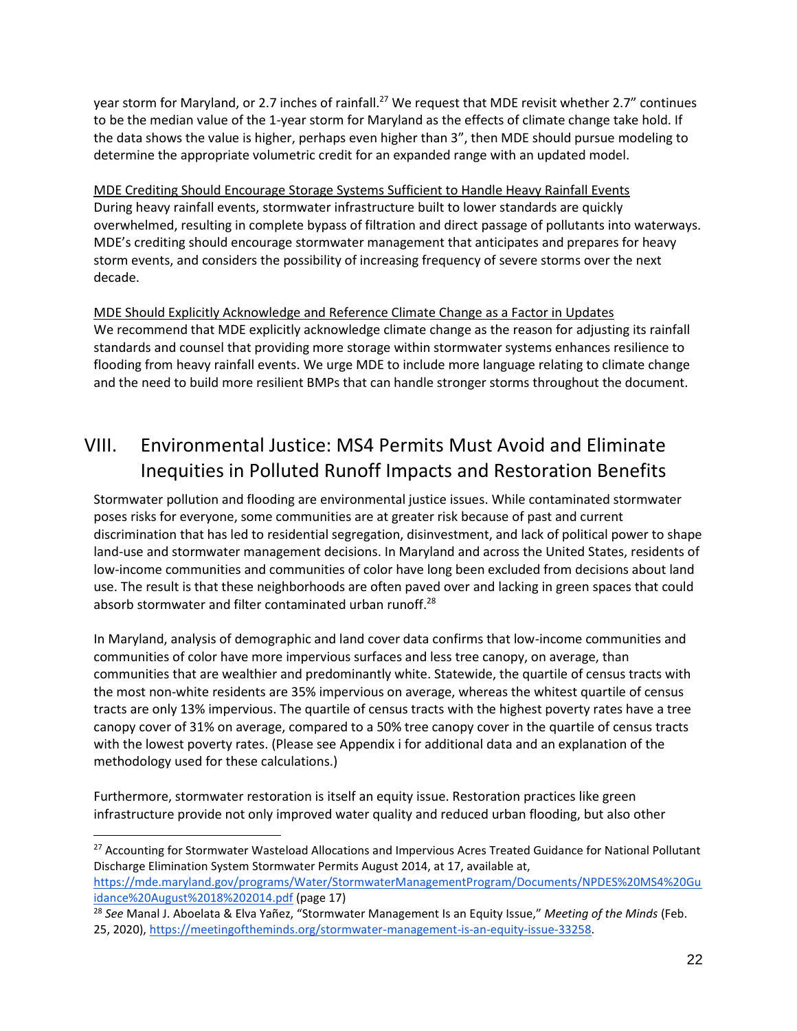year storm for Maryland, or 2.7 inches of rainfall.[27] We request that MDE revisit whether 2.7" continues to be the median value of the 1-year storm for Maryland as the effects of climate change take hold. If the data shows the value is higher, perhaps even higher than 3", then MDE should pursue modeling to determine the appropriate volumetric credit for an expanded range with an updated model.

<u>MDE Crediting Should Encourage Storage Systems Sufficient to Handle Heavy Rainfall Events</u>
During heavy rainfall events, stormwater infrastructure built to lower standards are quickly overwhelmed, resulting in complete bypass of filtration and direct passage of pollutants into waterways. MDE's crediting should encourage stormwater management that anticipates and prepares for heavy storm events, and considers the possibility of increasing frequency of severe storms over the next decade.

<u>MDE Should Explicitly Acknowledge and Reference Climate Change as a Factor in Updates</u>
We recommend that MDE explicitly acknowledge climate change as the reason for adjusting its rainfall standards and counsel that providing more storage within stormwater systems enhances resilience to flooding from heavy rainfall events. We urge MDE to include more language relating to climate change and the need to build more resilient BMPs that can handle stronger storms throughout the document.

## VIII. Environmental Justice: MS4 Permits Must Avoid and Eliminate Inequities in Polluted Runoff Impacts and Restoration Benefits

Stormwater pollution and flooding are environmental justice issues. While contaminated stormwater poses risks for everyone, some communities are at greater risk because of past and current discrimination that has led to residential segregation, disinvestment, and lack of political power to shape land-use and stormwater management decisions. In Maryland and across the United States, residents of low-income communities and communities of color have long been excluded from decisions about land use. The result is that these neighborhoods are often paved over and lacking in green spaces that could absorb stormwater and filter contaminated urban runoff.[28]

In Maryland, analysis of demographic and land cover data confirms that low-income communities and communities of color have more impervious surfaces and less tree canopy, on average, than communities that are wealthier and predominantly white. Statewide, the quartile of census tracts with the most non-white residents are 35% impervious on average, whereas the whitest quartile of census tracts are only 13% impervious. The quartile of census tracts with the highest poverty rates have a tree canopy cover of 31% on average, compared to a 50% tree canopy cover in the quartile of census tracts with the lowest poverty rates. (Please see Appendix i for additional data and an explanation of the methodology used for these calculations.)

Furthermore, stormwater restoration is itself an equity issue. Restoration practices like green infrastructure provide not only improved water quality and reduced urban flooding, but also other

---

[27] Accounting for Stormwater Wasteload Allocations and Impervious Acres Treated Guidance for National Pollutant Discharge Elimination System Stormwater Permits August 2014, at 17, available at, https://mde.maryland.gov/programs/Water/StormwaterManagementProgram/Documents/NPDES%20MS4%20Guidance%20August%2018%202014.pdf (page 17)

[28] *See* Manal J. Aboelata & Elva Yañez, "Stormwater Management Is an Equity Issue," *Meeting of the Minds* (Feb. 25, 2020), https://meetingoftheminds.org/stormwater-management-is-an-equity-issue-33258.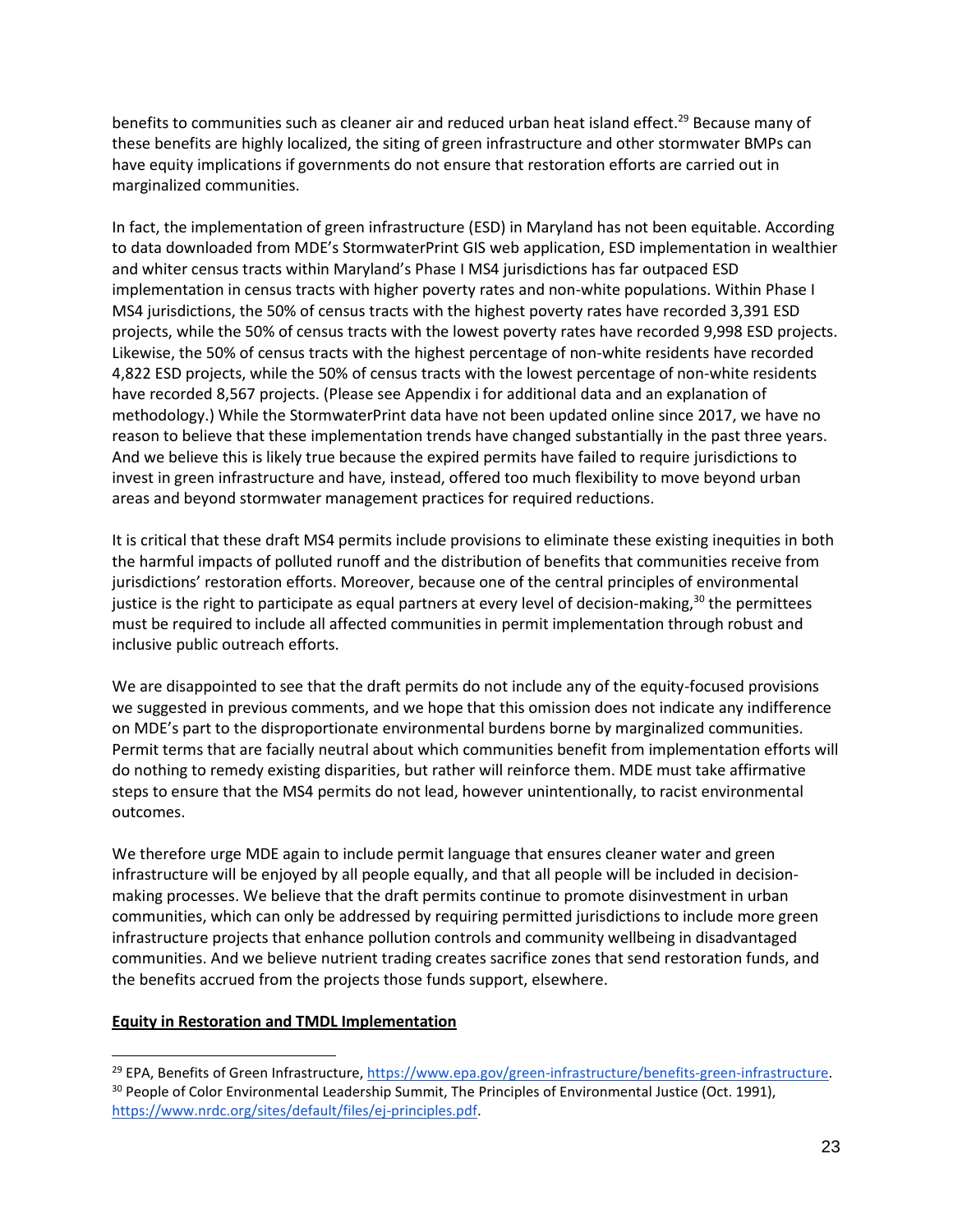benefits to communities such as cleaner air and reduced urban heat island effect.[29] Because many of these benefits are highly localized, the siting of green infrastructure and other stormwater BMPs can have equity implications if governments do not ensure that restoration efforts are carried out in marginalized communities.

In fact, the implementation of green infrastructure (ESD) in Maryland has not been equitable. According to data downloaded from MDE's StormwaterPrint GIS web application, ESD implementation in wealthier and whiter census tracts within Maryland's Phase I MS4 jurisdictions has far outpaced ESD implementation in census tracts with higher poverty rates and non-white populations. Within Phase I MS4 jurisdictions, the 50% of census tracts with the highest poverty rates have recorded 3,391 ESD projects, while the 50% of census tracts with the lowest poverty rates have recorded 9,998 ESD projects. Likewise, the 50% of census tracts with the highest percentage of non-white residents have recorded 4,822 ESD projects, while the 50% of census tracts with the lowest percentage of non-white residents have recorded 8,567 projects. (Please see Appendix i for additional data and an explanation of methodology.) While the StormwaterPrint data have not been updated online since 2017, we have no reason to believe that these implementation trends have changed substantially in the past three years. And we believe this is likely true because the expired permits have failed to require jurisdictions to invest in green infrastructure and have, instead, offered too much flexibility to move beyond urban areas and beyond stormwater management practices for required reductions.

It is critical that these draft MS4 permits include provisions to eliminate these existing inequities in both the harmful impacts of polluted runoff and the distribution of benefits that communities receive from jurisdictions' restoration efforts. Moreover, because one of the central principles of environmental justice is the right to participate as equal partners at every level of decision-making,[30] the permittees must be required to include all affected communities in permit implementation through robust and inclusive public outreach efforts.

We are disappointed to see that the draft permits do not include any of the equity-focused provisions we suggested in previous comments, and we hope that this omission does not indicate any indifference on MDE's part to the disproportionate environmental burdens borne by marginalized communities. Permit terms that are facially neutral about which communities benefit from implementation efforts will do nothing to remedy existing disparities, but rather will reinforce them. MDE must take affirmative steps to ensure that the MS4 permits do not lead, however unintentionally, to racist environmental outcomes.

We therefore urge MDE again to include permit language that ensures cleaner water and green infrastructure will be enjoyed by all people equally, and that all people will be included in decision-making processes. We believe that the draft permits continue to promote disinvestment in urban communities, which can only be addressed by requiring permitted jurisdictions to include more green infrastructure projects that enhance pollution controls and community wellbeing in disadvantaged communities. And we believe nutrient trading creates sacrifice zones that send restoration funds, and the benefits accrued from the projects those funds support, elsewhere.

**Equity in Restoration and TMDL Implementation**

[29] EPA, Benefits of Green Infrastructure, https://www.epa.gov/green-infrastructure/benefits-green-infrastructure.

[30] People of Color Environmental Leadership Summit, The Principles of Environmental Justice (Oct. 1991), https://www.nrdc.org/sites/default/files/ej-principles.pdf.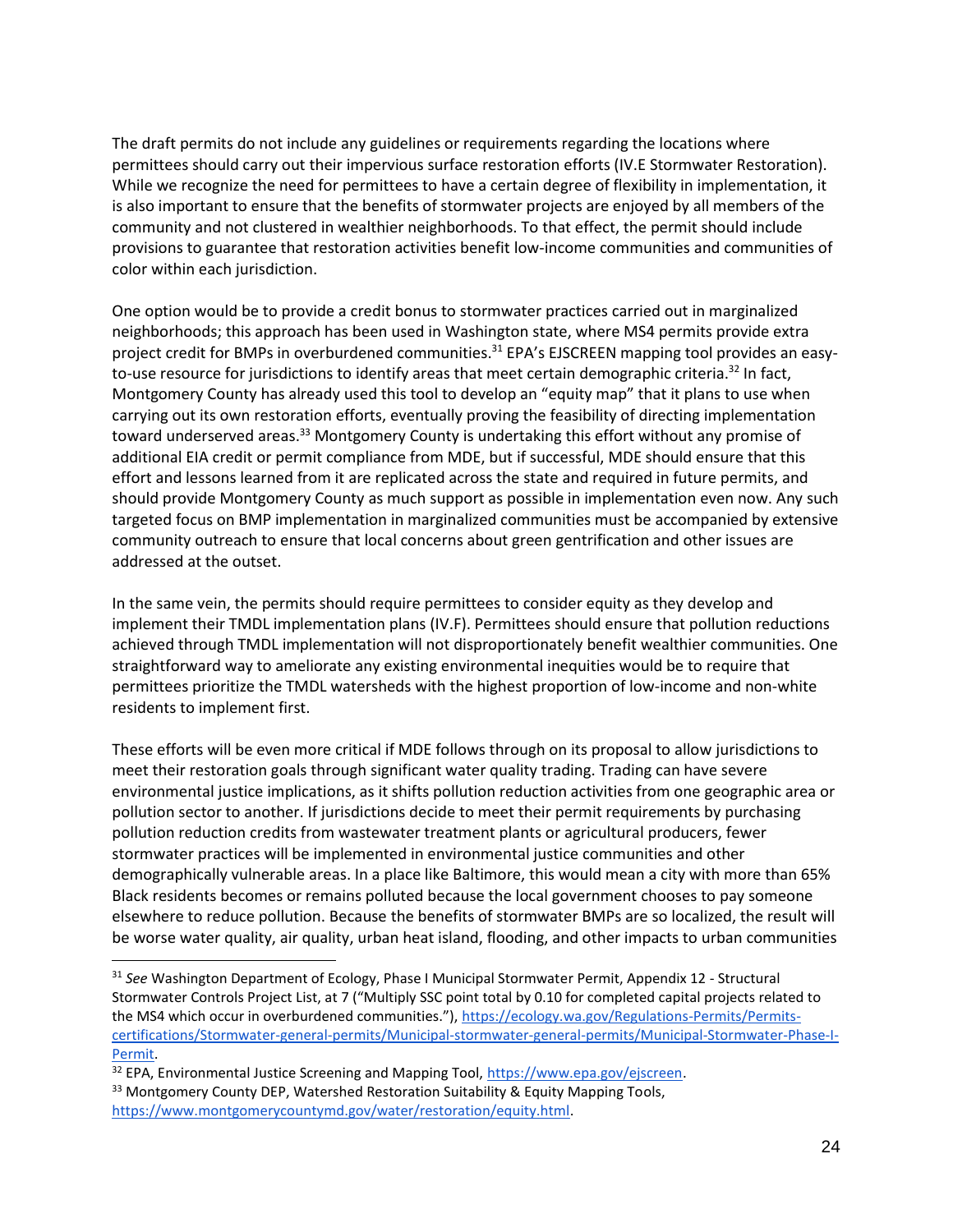The draft permits do not include any guidelines or requirements regarding the locations where permittees should carry out their impervious surface restoration efforts (IV.E Stormwater Restoration). While we recognize the need for permittees to have a certain degree of flexibility in implementation, it is also important to ensure that the benefits of stormwater projects are enjoyed by all members of the community and not clustered in wealthier neighborhoods. To that effect, the permit should include provisions to guarantee that restoration activities benefit low-income communities and communities of color within each jurisdiction.

One option would be to provide a credit bonus to stormwater practices carried out in marginalized neighborhoods; this approach has been used in Washington state, where MS4 permits provide extra project credit for BMPs in overburdened communities.[31] EPA's EJSCREEN mapping tool provides an easy-to-use resource for jurisdictions to identify areas that meet certain demographic criteria.[32] In fact, Montgomery County has already used this tool to develop an "equity map" that it plans to use when carrying out its own restoration efforts, eventually proving the feasibility of directing implementation toward underserved areas.[33] Montgomery County is undertaking this effort without any promise of additional EIA credit or permit compliance from MDE, but if successful, MDE should ensure that this effort and lessons learned from it are replicated across the state and required in future permits, and should provide Montgomery County as much support as possible in implementation even now. Any such targeted focus on BMP implementation in marginalized communities must be accompanied by extensive community outreach to ensure that local concerns about green gentrification and other issues are addressed at the outset.

In the same vein, the permits should require permittees to consider equity as they develop and implement their TMDL implementation plans (IV.F). Permittees should ensure that pollution reductions achieved through TMDL implementation will not disproportionately benefit wealthier communities. One straightforward way to ameliorate any existing environmental inequities would be to require that permittees prioritize the TMDL watersheds with the highest proportion of low-income and non-white residents to implement first.

These efforts will be even more critical if MDE follows through on its proposal to allow jurisdictions to meet their restoration goals through significant water quality trading. Trading can have severe environmental justice implications, as it shifts pollution reduction activities from one geographic area or pollution sector to another. If jurisdictions decide to meet their permit requirements by purchasing pollution reduction credits from wastewater treatment plants or agricultural producers, fewer stormwater practices will be implemented in environmental justice communities and other demographically vulnerable areas. In a place like Baltimore, this would mean a city with more than 65% Black residents becomes or remains polluted because the local government chooses to pay someone elsewhere to reduce pollution. Because the benefits of stormwater BMPs are so localized, the result will be worse water quality, air quality, urban heat island, flooding, and other impacts to urban communities

---

[31] *See* Washington Department of Ecology, Phase I Municipal Stormwater Permit, Appendix 12 - Structural Stormwater Controls Project List, at 7 ("Multiply SSC point total by 0.10 for completed capital projects related to the MS4 which occur in overburdened communities."), https://ecology.wa.gov/Regulations-Permits/Permits-certifications/Stormwater-general-permits/Municipal-stormwater-general-permits/Municipal-Stormwater-Phase-I-Permit.

[32] EPA, Environmental Justice Screening and Mapping Tool, https://www.epa.gov/ejscreen.

[33] Montgomery County DEP, Watershed Restoration Suitability & Equity Mapping Tools, https://www.montgomerycountymd.gov/water/restoration/equity.html.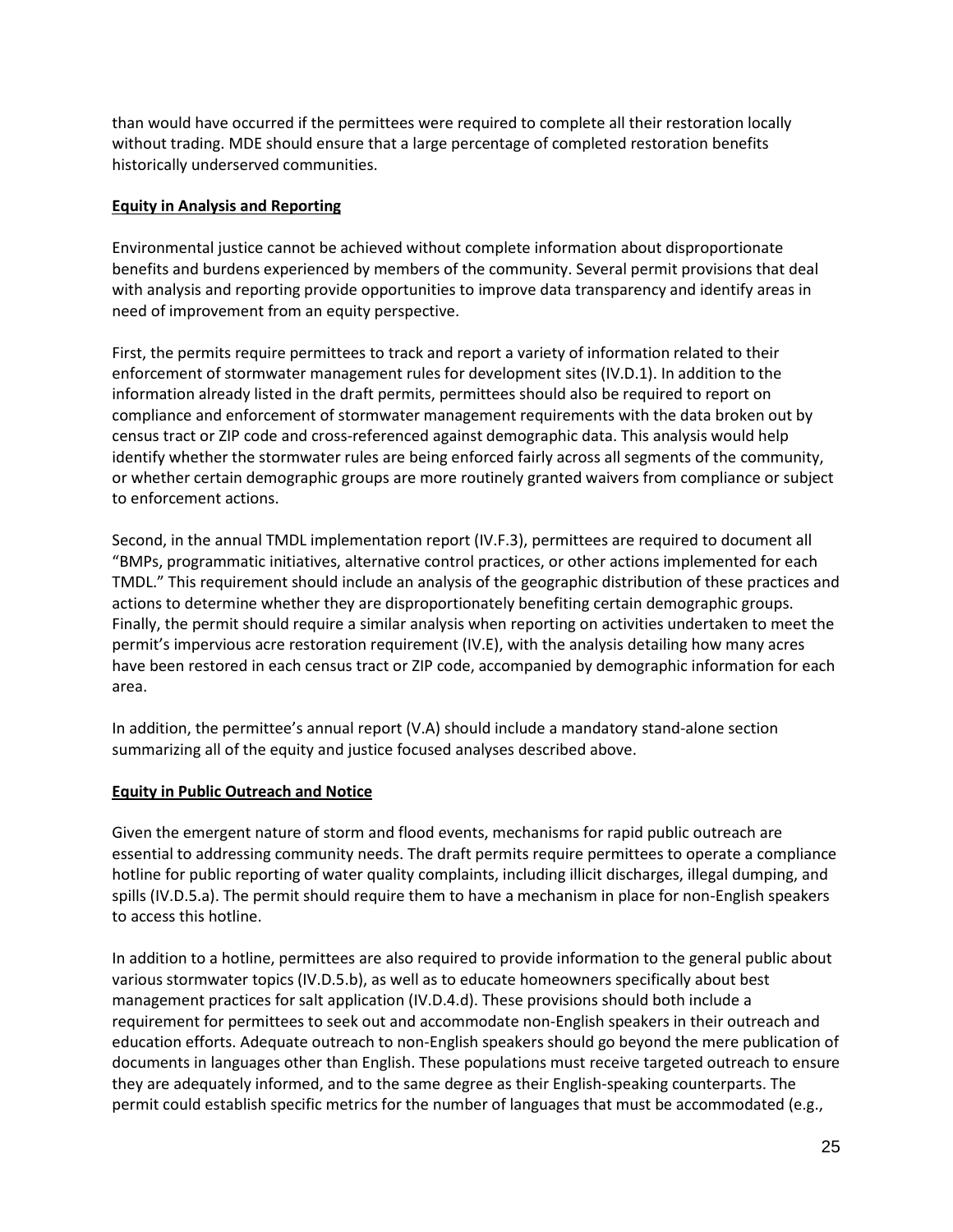than would have occurred if the permittees were required to complete all their restoration locally without trading. MDE should ensure that a large percentage of completed restoration benefits historically underserved communities.

**Equity in Analysis and Reporting**

Environmental justice cannot be achieved without complete information about disproportionate benefits and burdens experienced by members of the community. Several permit provisions that deal with analysis and reporting provide opportunities to improve data transparency and identify areas in need of improvement from an equity perspective.

First, the permits require permittees to track and report a variety of information related to their enforcement of stormwater management rules for development sites (IV.D.1). In addition to the information already listed in the draft permits, permittees should also be required to report on compliance and enforcement of stormwater management requirements with the data broken out by census tract or ZIP code and cross-referenced against demographic data. This analysis would help identify whether the stormwater rules are being enforced fairly across all segments of the community, or whether certain demographic groups are more routinely granted waivers from compliance or subject to enforcement actions.

Second, in the annual TMDL implementation report (IV.F.3), permittees are required to document all "BMPs, programmatic initiatives, alternative control practices, or other actions implemented for each TMDL." This requirement should include an analysis of the geographic distribution of these practices and actions to determine whether they are disproportionately benefiting certain demographic groups. Finally, the permit should require a similar analysis when reporting on activities undertaken to meet the permit's impervious acre restoration requirement (IV.E), with the analysis detailing how many acres have been restored in each census tract or ZIP code, accompanied by demographic information for each area.

In addition, the permittee's annual report (V.A) should include a mandatory stand-alone section summarizing all of the equity and justice focused analyses described above.

**Equity in Public Outreach and Notice**

Given the emergent nature of storm and flood events, mechanisms for rapid public outreach are essential to addressing community needs. The draft permits require permittees to operate a compliance hotline for public reporting of water quality complaints, including illicit discharges, illegal dumping, and spills (IV.D.5.a). The permit should require them to have a mechanism in place for non-English speakers to access this hotline.

In addition to a hotline, permittees are also required to provide information to the general public about various stormwater topics (IV.D.5.b), as well as to educate homeowners specifically about best management practices for salt application (IV.D.4.d). These provisions should both include a requirement for permittees to seek out and accommodate non-English speakers in their outreach and education efforts. Adequate outreach to non-English speakers should go beyond the mere publication of documents in languages other than English. These populations must receive targeted outreach to ensure they are adequately informed, and to the same degree as their English-speaking counterparts. The permit could establish specific metrics for the number of languages that must be accommodated (e.g.,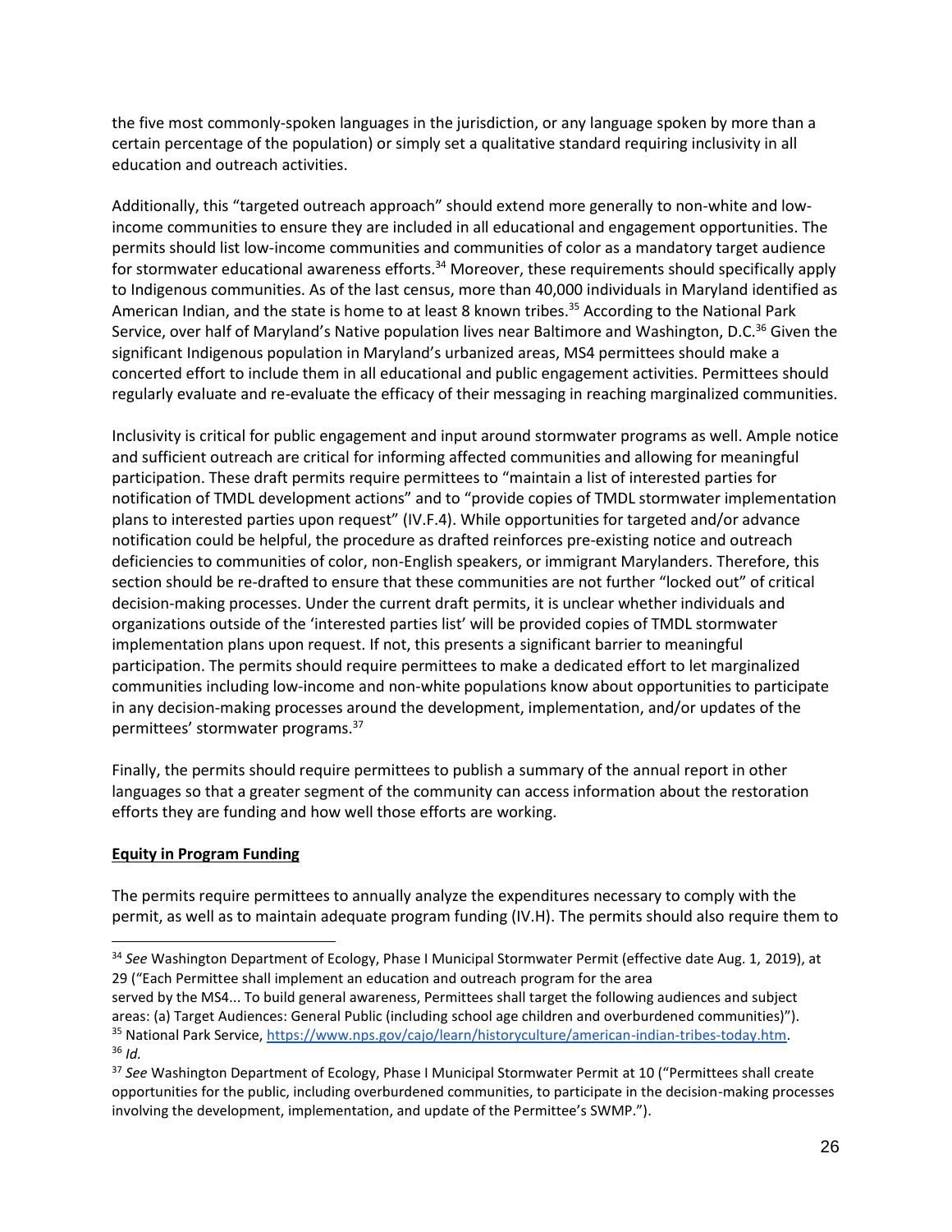the five most commonly-spoken languages in the jurisdiction, or any language spoken by more than a certain percentage of the population) or simply set a qualitative standard requiring inclusivity in all education and outreach activities.

Additionally, this "targeted outreach approach" should extend more generally to non-white and low-income communities to ensure they are included in all educational and engagement opportunities. The permits should list low-income communities and communities of color as a mandatory target audience for stormwater educational awareness efforts.[34] Moreover, these requirements should specifically apply to Indigenous communities. As of the last census, more than 40,000 individuals in Maryland identified as American Indian, and the state is home to at least 8 known tribes.[35] According to the National Park Service, over half of Maryland's Native population lives near Baltimore and Washington, D.C.[36] Given the significant Indigenous population in Maryland's urbanized areas, MS4 permittees should make a concerted effort to include them in all educational and public engagement activities. Permittees should regularly evaluate and re-evaluate the efficacy of their messaging in reaching marginalized communities.

Inclusivity is critical for public engagement and input around stormwater programs as well. Ample notice and sufficient outreach are critical for informing affected communities and allowing for meaningful participation. These draft permits require permittees to "maintain a list of interested parties for notification of TMDL development actions" and to "provide copies of TMDL stormwater implementation plans to interested parties upon request" (IV.F.4). While opportunities for targeted and/or advance notification could be helpful, the procedure as drafted reinforces pre-existing notice and outreach deficiencies to communities of color, non-English speakers, or immigrant Marylanders. Therefore, this section should be re-drafted to ensure that these communities are not further "locked out" of critical decision-making processes. Under the current draft permits, it is unclear whether individuals and organizations outside of the 'interested parties list' will be provided copies of TMDL stormwater implementation plans upon request. If not, this presents a significant barrier to meaningful participation. The permits should require permittees to make a dedicated effort to let marginalized communities including low-income and non-white populations know about opportunities to participate in any decision-making processes around the development, implementation, and/or updates of the permittees' stormwater programs.[37]

Finally, the permits should require permittees to publish a summary of the annual report in other languages so that a greater segment of the community can access information about the restoration efforts they are funding and how well those efforts are working.

**Equity in Program Funding**

The permits require permittees to annually analyze the expenditures necessary to comply with the permit, as well as to maintain adequate program funding (IV.H). The permits should also require them to

---

[34] *See* Washington Department of Ecology, Phase I Municipal Stormwater Permit (effective date Aug. 1, 2019), at 29 ("Each Permittee shall implement an education and outreach program for the area served by the MS4... To build general awareness, Permittees shall target the following audiences and subject areas: (a) Target Audiences: General Public (including school age children and overburdened communities)").

[35] National Park Service, https://www.nps.gov/cajo/learn/historyculture/american-indian-tribes-today.htm.

[36] *Id.*

[37] *See* Washington Department of Ecology, Phase I Municipal Stormwater Permit at 10 ("Permittees shall create opportunities for the public, including overburdened communities, to participate in the decision-making processes involving the development, implementation, and update of the Permittee's SWMP.").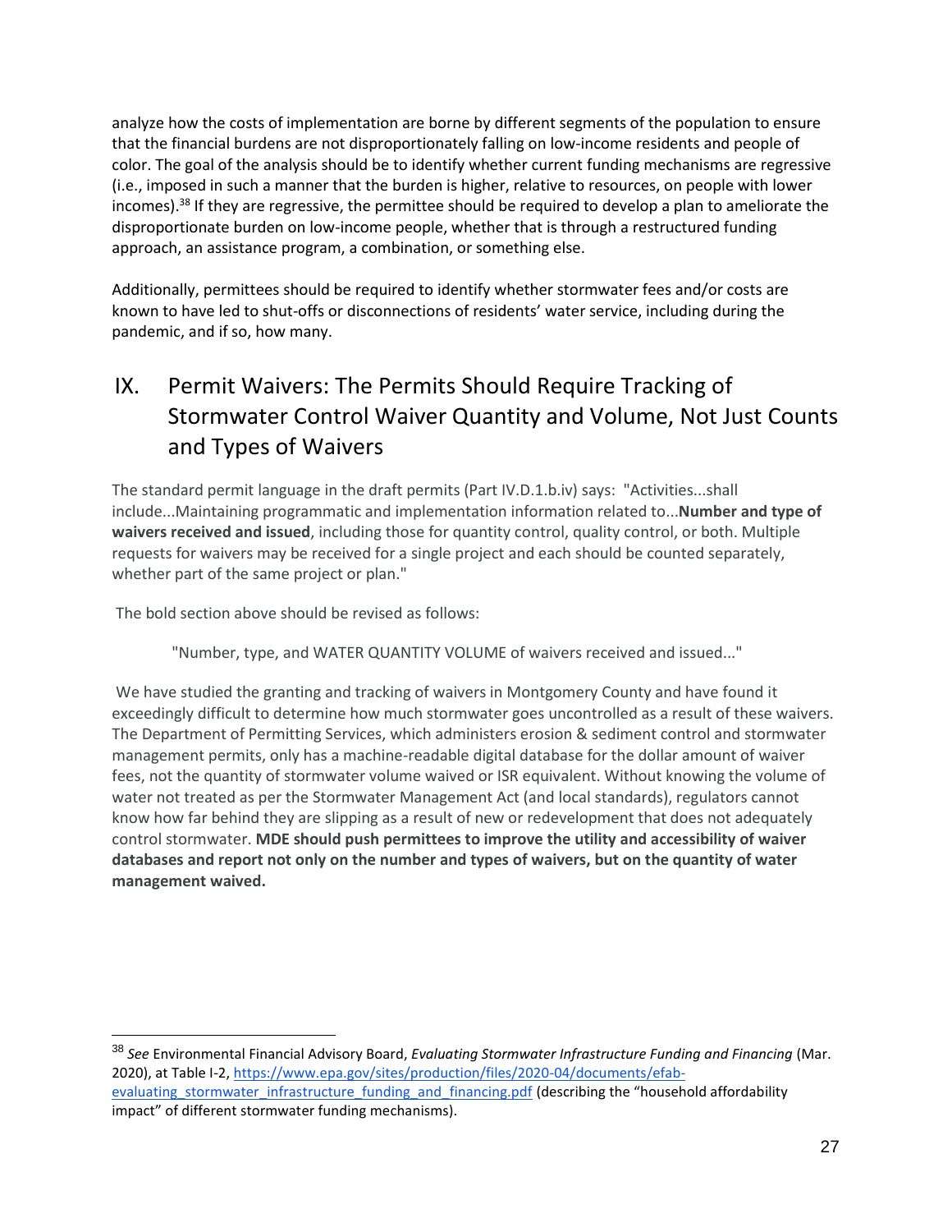analyze how the costs of implementation are borne by different segments of the population to ensure that the financial burdens are not disproportionately falling on low-income residents and people of color. The goal of the analysis should be to identify whether current funding mechanisms are regressive (i.e., imposed in such a manner that the burden is higher, relative to resources, on people with lower incomes).[38] If they are regressive, the permittee should be required to develop a plan to ameliorate the disproportionate burden on low-income people, whether that is through a restructured funding approach, an assistance program, a combination, or something else.

Additionally, permittees should be required to identify whether stormwater fees and/or costs are known to have led to shut-offs or disconnections of residents' water service, including during the pandemic, and if so, how many.

## IX. Permit Waivers: The Permits Should Require Tracking of Stormwater Control Waiver Quantity and Volume, Not Just Counts and Types of Waivers

The standard permit language in the draft permits (Part IV.D.1.b.iv) says: "Activities...shall include...Maintaining programmatic and implementation information related to...**Number and type of waivers received and issued**, including those for quantity control, quality control, or both. Multiple requests for waivers may be received for a single project and each should be counted separately, whether part of the same project or plan."

The bold section above should be revised as follows:

> "Number, type, and WATER QUANTITY VOLUME of waivers received and issued..."

We have studied the granting and tracking of waivers in Montgomery County and have found it exceedingly difficult to determine how much stormwater goes uncontrolled as a result of these waivers. The Department of Permitting Services, which administers erosion & sediment control and stormwater management permits, only has a machine-readable digital database for the dollar amount of waiver fees, not the quantity of stormwater volume waived or ISR equivalent. Without knowing the volume of water not treated as per the Stormwater Management Act (and local standards), regulators cannot know how far behind they are slipping as a result of new or redevelopment that does not adequately control stormwater. **MDE should push permittees to improve the utility and accessibility of waiver databases and report not only on the number and types of waivers, but on the quantity of water management waived.**

---

[38] *See* Environmental Financial Advisory Board, *Evaluating Stormwater Infrastructure Funding and Financing* (Mar. 2020), at Table I-2, https://www.epa.gov/sites/production/files/2020-04/documents/efab-evaluating_stormwater_infrastructure_funding_and_financing.pdf (describing the "household affordability impact" of different stormwater funding mechanisms).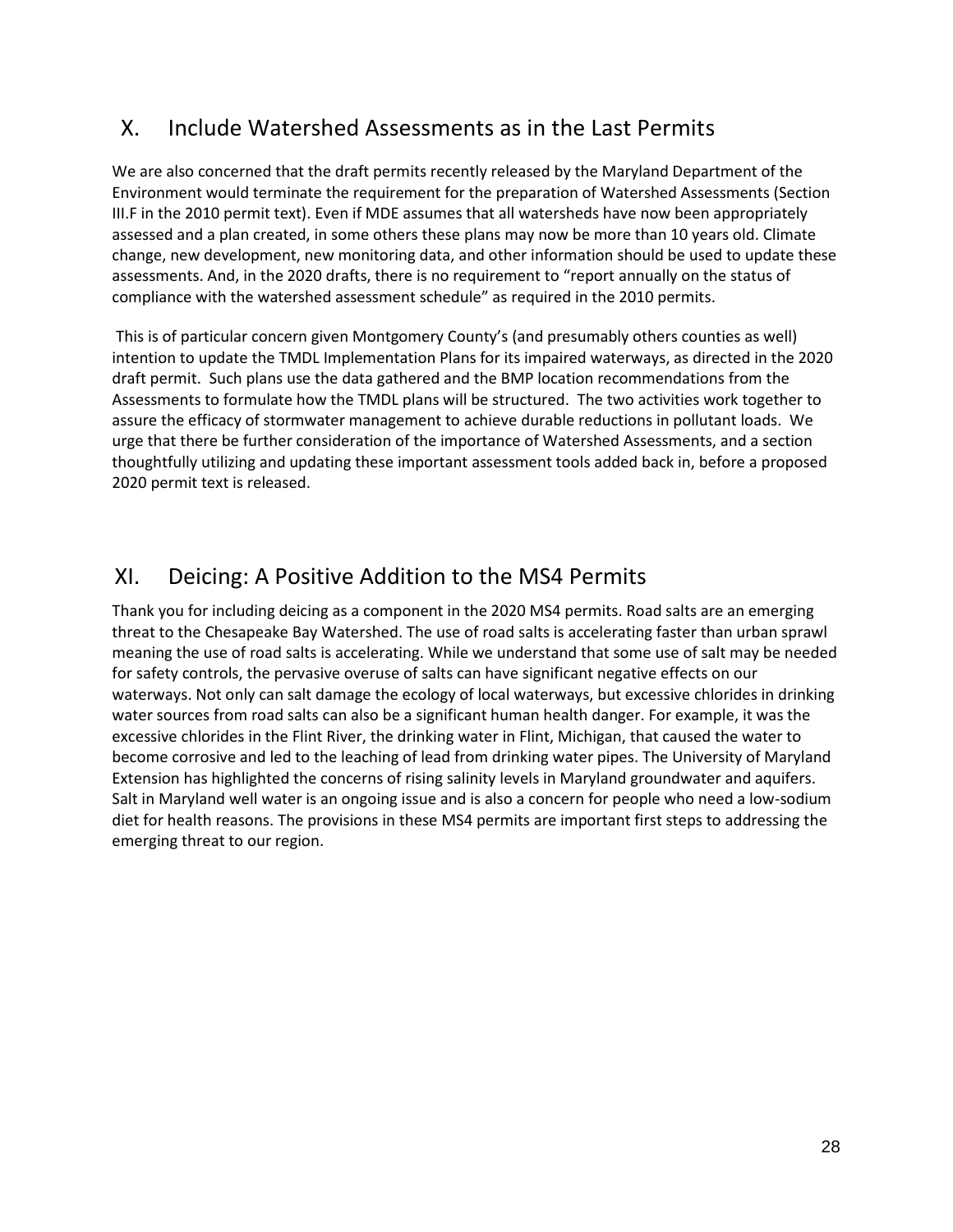## X. Include Watershed Assessments as in the Last Permits

We are also concerned that the draft permits recently released by the Maryland Department of the Environment would terminate the requirement for the preparation of Watershed Assessments (Section III.F in the 2010 permit text). Even if MDE assumes that all watersheds have now been appropriately assessed and a plan created, in some others these plans may now be more than 10 years old. Climate change, new development, new monitoring data, and other information should be used to update these assessments. And, in the 2020 drafts, there is no requirement to "report annually on the status of compliance with the watershed assessment schedule" as required in the 2010 permits.

This is of particular concern given Montgomery County's (and presumably others counties as well) intention to update the TMDL Implementation Plans for its impaired waterways, as directed in the 2020 draft permit. Such plans use the data gathered and the BMP location recommendations from the Assessments to formulate how the TMDL plans will be structured. The two activities work together to assure the efficacy of stormwater management to achieve durable reductions in pollutant loads. We urge that there be further consideration of the importance of Watershed Assessments, and a section thoughtfully utilizing and updating these important assessment tools added back in, before a proposed 2020 permit text is released.

## XI. Deicing: A Positive Addition to the MS4 Permits

Thank you for including deicing as a component in the 2020 MS4 permits. Road salts are an emerging threat to the Chesapeake Bay Watershed. The use of road salts is accelerating faster than urban sprawl meaning the use of road salts is accelerating. While we understand that some use of salt may be needed for safety controls, the pervasive overuse of salts can have significant negative effects on our waterways. Not only can salt damage the ecology of local waterways, but excessive chlorides in drinking water sources from road salts can also be a significant human health danger. For example, it was the excessive chlorides in the Flint River, the drinking water in Flint, Michigan, that caused the water to become corrosive and led to the leaching of lead from drinking water pipes. The University of Maryland Extension has highlighted the concerns of rising salinity levels in Maryland groundwater and aquifers. Salt in Maryland well water is an ongoing issue and is also a concern for people who need a low-sodium diet for health reasons. The provisions in these MS4 permits are important first steps to addressing the emerging threat to our region.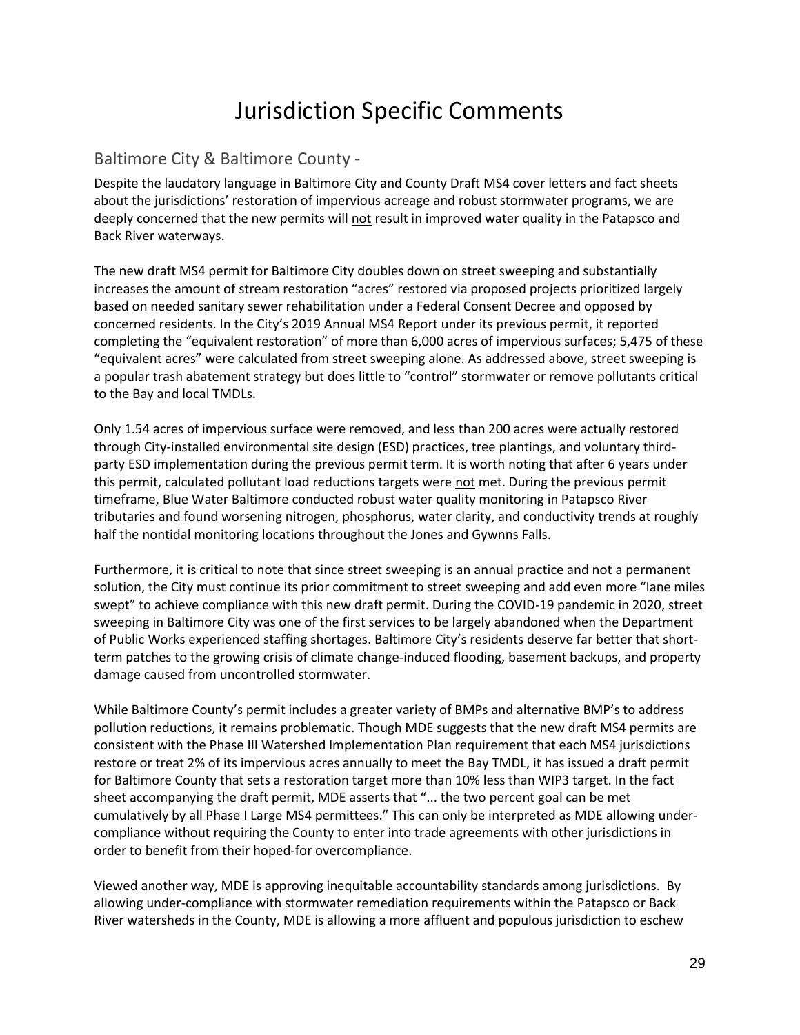# Jurisdiction Specific Comments

## Baltimore City & Baltimore County -

Despite the laudatory language in Baltimore City and County Draft MS4 cover letters and fact sheets about the jurisdictions' restoration of impervious acreage and robust stormwater programs, we are deeply concerned that the new permits will <u>not</u> result in improved water quality in the Patapsco and Back River waterways.

The new draft MS4 permit for Baltimore City doubles down on street sweeping and substantially increases the amount of stream restoration "acres" restored via proposed projects prioritized largely based on needed sanitary sewer rehabilitation under a Federal Consent Decree and opposed by concerned residents. In the City's 2019 Annual MS4 Report under its previous permit, it reported completing the "equivalent restoration" of more than 6,000 acres of impervious surfaces; 5,475 of these "equivalent acres" were calculated from street sweeping alone. As addressed above, street sweeping is a popular trash abatement strategy but does little to "control" stormwater or remove pollutants critical to the Bay and local TMDLs.

Only 1.54 acres of impervious surface were removed, and less than 200 acres were actually restored through City-installed environmental site design (ESD) practices, tree plantings, and voluntary third-party ESD implementation during the previous permit term. It is worth noting that after 6 years under this permit, calculated pollutant load reductions targets were <u>not</u> met. During the previous permit timeframe, Blue Water Baltimore conducted robust water quality monitoring in Patapsco River tributaries and found worsening nitrogen, phosphorus, water clarity, and conductivity trends at roughly half the nontidal monitoring locations throughout the Jones and Gywnns Falls.

Furthermore, it is critical to note that since street sweeping is an annual practice and not a permanent solution, the City must continue its prior commitment to street sweeping and add even more "lane miles swept" to achieve compliance with this new draft permit. During the COVID-19 pandemic in 2020, street sweeping in Baltimore City was one of the first services to be largely abandoned when the Department of Public Works experienced staffing shortages. Baltimore City's residents deserve far better that short-term patches to the growing crisis of climate change-induced flooding, basement backups, and property damage caused from uncontrolled stormwater.

While Baltimore County's permit includes a greater variety of BMPs and alternative BMP's to address pollution reductions, it remains problematic. Though MDE suggests that the new draft MS4 permits are consistent with the Phase III Watershed Implementation Plan requirement that each MS4 jurisdictions restore or treat 2% of its impervious acres annually to meet the Bay TMDL, it has issued a draft permit for Baltimore County that sets a restoration target more than 10% less than WIP3 target. In the fact sheet accompanying the draft permit, MDE asserts that "... the two percent goal can be met cumulatively by all Phase I Large MS4 permittees." This can only be interpreted as MDE allowing under-compliance without requiring the County to enter into trade agreements with other jurisdictions in order to benefit from their hoped-for overcompliance.

Viewed another way, MDE is approving inequitable accountability standards among jurisdictions. By allowing under-compliance with stormwater remediation requirements within the Patapsco or Back River watersheds in the County, MDE is allowing a more affluent and populous jurisdiction to eschew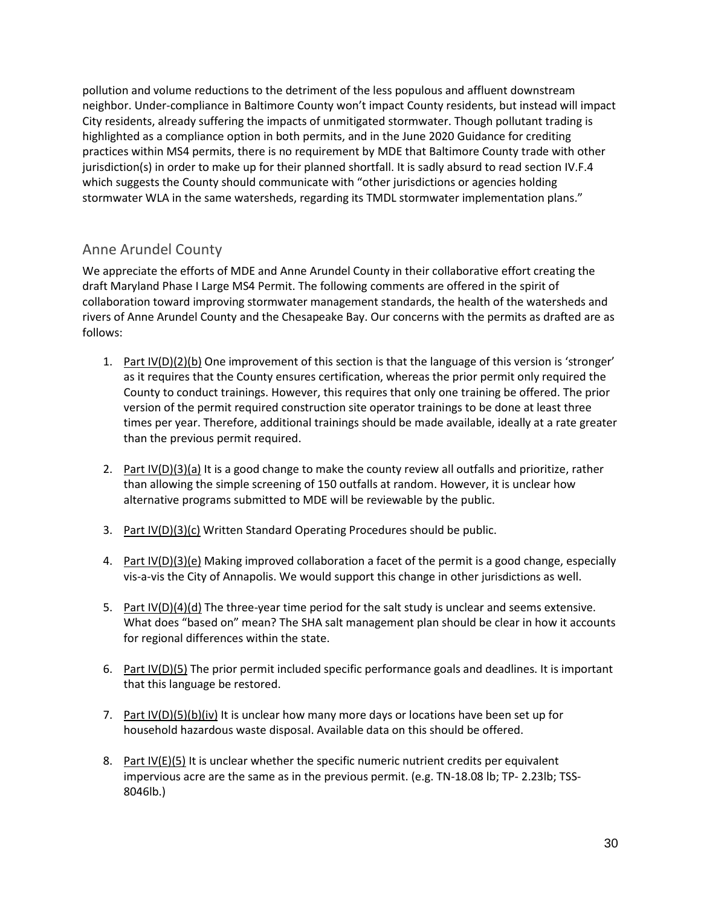pollution and volume reductions to the detriment of the less populous and affluent downstream neighbor. Under-compliance in Baltimore County won't impact County residents, but instead will impact City residents, already suffering the impacts of unmitigated stormwater. Though pollutant trading is highlighted as a compliance option in both permits, and in the June 2020 Guidance for crediting practices within MS4 permits, there is no requirement by MDE that Baltimore County trade with other jurisdiction(s) in order to make up for their planned shortfall. It is sadly absurd to read section IV.F.4 which suggests the County should communicate with "other jurisdictions or agencies holding stormwater WLA in the same watersheds, regarding its TMDL stormwater implementation plans."

## Anne Arundel County

We appreciate the efforts of MDE and Anne Arundel County in their collaborative effort creating the draft Maryland Phase I Large MS4 Permit. The following comments are offered in the spirit of collaboration toward improving stormwater management standards, the health of the watersheds and rivers of Anne Arundel County and the Chesapeake Bay. Our concerns with the permits as drafted are as follows:

1. Part IV(D)(2)(b) One improvement of this section is that the language of this version is 'stronger' as it requires that the County ensures certification, whereas the prior permit only required the County to conduct trainings. However, this requires that only one training be offered. The prior version of the permit required construction site operator trainings to be done at least three times per year. Therefore, additional trainings should be made available, ideally at a rate greater than the previous permit required.

2. Part IV(D)(3)(a) It is a good change to make the county review all outfalls and prioritize, rather than allowing the simple screening of 150 outfalls at random. However, it is unclear how alternative programs submitted to MDE will be reviewable by the public.

3. Part IV(D)(3)(c) Written Standard Operating Procedures should be public.

4. Part IV(D)(3)(e) Making improved collaboration a facet of the permit is a good change, especially vis-a-vis the City of Annapolis. We would support this change in other jurisdictions as well.

5. Part IV(D)(4)(d) The three-year time period for the salt study is unclear and seems extensive. What does "based on" mean? The SHA salt management plan should be clear in how it accounts for regional differences within the state.

6. Part IV(D)(5) The prior permit included specific performance goals and deadlines. It is important that this language be restored.

7. Part IV(D)(5)(b)(iv) It is unclear how many more days or locations have been set up for household hazardous waste disposal. Available data on this should be offered.

8. Part IV(E)(5) It is unclear whether the specific numeric nutrient credits per equivalent impervious acre are the same as in the previous permit. (e.g. TN-18.08 lb; TP- 2.23lb; TSS-8046lb.)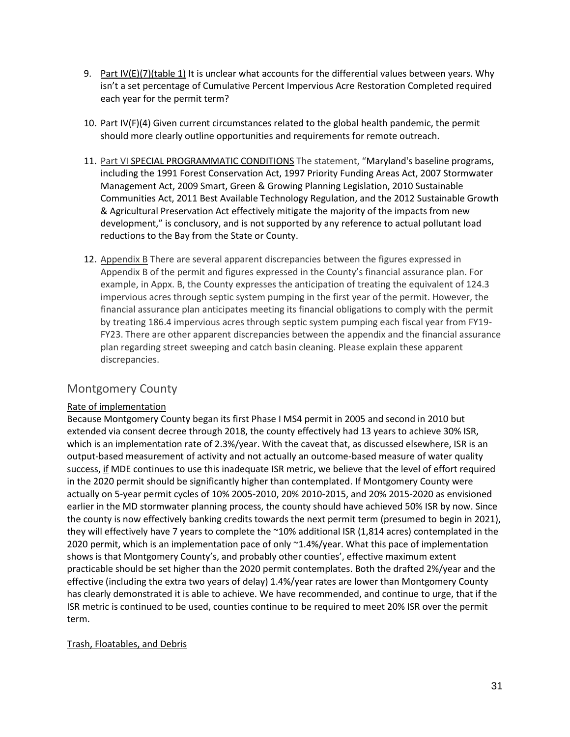9. Part IV(E)(7)(table 1) It is unclear what accounts for the differential values between years. Why isn't a set percentage of Cumulative Percent Impervious Acre Restoration Completed required each year for the permit term?

10. Part IV(F)(4) Given current circumstances related to the global health pandemic, the permit should more clearly outline opportunities and requirements for remote outreach.

11. Part VI SPECIAL PROGRAMMATIC CONDITIONS The statement, "Maryland's baseline programs, including the 1991 Forest Conservation Act, 1997 Priority Funding Areas Act, 2007 Stormwater Management Act, 2009 Smart, Green & Growing Planning Legislation, 2010 Sustainable Communities Act, 2011 Best Available Technology Regulation, and the 2012 Sustainable Growth & Agricultural Preservation Act effectively mitigate the majority of the impacts from new development," is conclusory, and is not supported by any reference to actual pollutant load reductions to the Bay from the State or County.

12. Appendix B There are several apparent discrepancies between the figures expressed in Appendix B of the permit and figures expressed in the County's financial assurance plan. For example, in Appx. B, the County expresses the anticipation of treating the equivalent of 124.3 impervious acres through septic system pumping in the first year of the permit. However, the financial assurance plan anticipates meeting its financial obligations to comply with the permit by treating 186.4 impervious acres through septic system pumping each fiscal year from FY19-FY23. There are other apparent discrepancies between the appendix and the financial assurance plan regarding street sweeping and catch basin cleaning. Please explain these apparent discrepancies.

## Montgomery County

Rate of implementation

Because Montgomery County began its first Phase I MS4 permit in 2005 and second in 2010 but extended via consent decree through 2018, the county effectively had 13 years to achieve 30% ISR, which is an implementation rate of 2.3%/year. With the caveat that, as discussed elsewhere, ISR is an output-based measurement of activity and not actually an outcome-based measure of water quality success, if MDE continues to use this inadequate ISR metric, we believe that the level of effort required in the 2020 permit should be significantly higher than contemplated. If Montgomery County were actually on 5-year permit cycles of 10% 2005-2010, 20% 2010-2015, and 20% 2015-2020 as envisioned earlier in the MD stormwater planning process, the county should have achieved 50% ISR by now. Since the county is now effectively banking credits towards the next permit term (presumed to begin in 2021), they will effectively have 7 years to complete the ~10% additional ISR (1,814 acres) contemplated in the 2020 permit, which is an implementation pace of only ~1.4%/year. What this pace of implementation shows is that Montgomery County's, and probably other counties', effective maximum extent practicable should be set higher than the 2020 permit contemplates. Both the drafted 2%/year and the effective (including the extra two years of delay) 1.4%/year rates are lower than Montgomery County has clearly demonstrated it is able to achieve. We have recommended, and continue to urge, that if the ISR metric is continued to be used, counties continue to be required to meet 20% ISR over the permit term.

Trash, Floatables, and Debris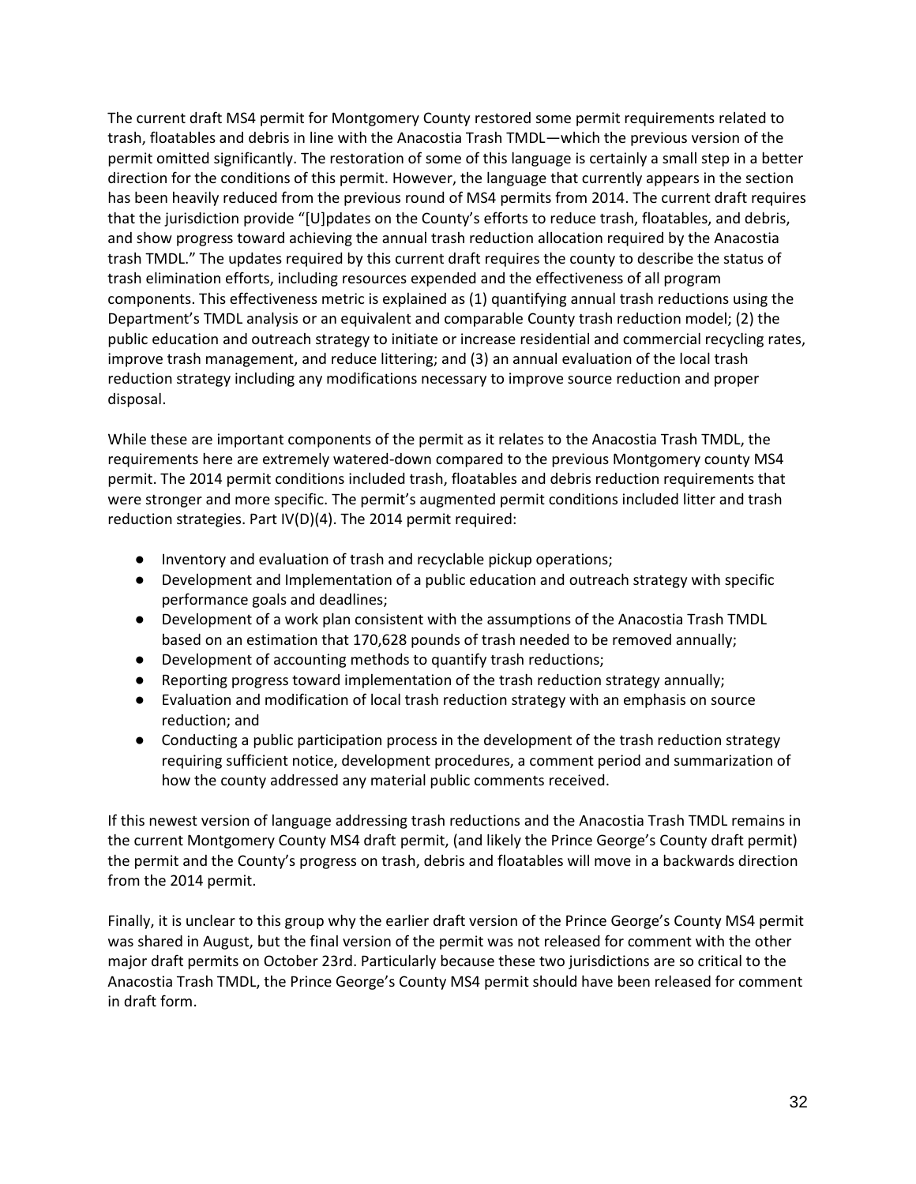The current draft MS4 permit for Montgomery County restored some permit requirements related to trash, floatables and debris in line with the Anacostia Trash TMDL—which the previous version of the permit omitted significantly. The restoration of some of this language is certainly a small step in a better direction for the conditions of this permit. However, the language that currently appears in the section has been heavily reduced from the previous round of MS4 permits from 2014. The current draft requires that the jurisdiction provide "[U]pdates on the County's efforts to reduce trash, floatables, and debris, and show progress toward achieving the annual trash reduction allocation required by the Anacostia trash TMDL." The updates required by this current draft requires the county to describe the status of trash elimination efforts, including resources expended and the effectiveness of all program components. This effectiveness metric is explained as (1) quantifying annual trash reductions using the Department's TMDL analysis or an equivalent and comparable County trash reduction model; (2) the public education and outreach strategy to initiate or increase residential and commercial recycling rates, improve trash management, and reduce littering; and (3) an annual evaluation of the local trash reduction strategy including any modifications necessary to improve source reduction and proper disposal.

While these are important components of the permit as it relates to the Anacostia Trash TMDL, the requirements here are extremely watered-down compared to the previous Montgomery county MS4 permit. The 2014 permit conditions included trash, floatables and debris reduction requirements that were stronger and more specific. The permit's augmented permit conditions included litter and trash reduction strategies. Part IV(D)(4). The 2014 permit required:

- Inventory and evaluation of trash and recyclable pickup operations;
- Development and Implementation of a public education and outreach strategy with specific performance goals and deadlines;
- Development of a work plan consistent with the assumptions of the Anacostia Trash TMDL based on an estimation that 170,628 pounds of trash needed to be removed annually;
- Development of accounting methods to quantify trash reductions;
- Reporting progress toward implementation of the trash reduction strategy annually;
- Evaluation and modification of local trash reduction strategy with an emphasis on source reduction; and
- Conducting a public participation process in the development of the trash reduction strategy requiring sufficient notice, development procedures, a comment period and summarization of how the county addressed any material public comments received.

If this newest version of language addressing trash reductions and the Anacostia Trash TMDL remains in the current Montgomery County MS4 draft permit, (and likely the Prince George's County draft permit) the permit and the County's progress on trash, debris and floatables will move in a backwards direction from the 2014 permit.

Finally, it is unclear to this group why the earlier draft version of the Prince George's County MS4 permit was shared in August, but the final version of the permit was not released for comment with the other major draft permits on October 23rd. Particularly because these two jurisdictions are so critical to the Anacostia Trash TMDL, the Prince George's County MS4 permit should have been released for comment in draft form.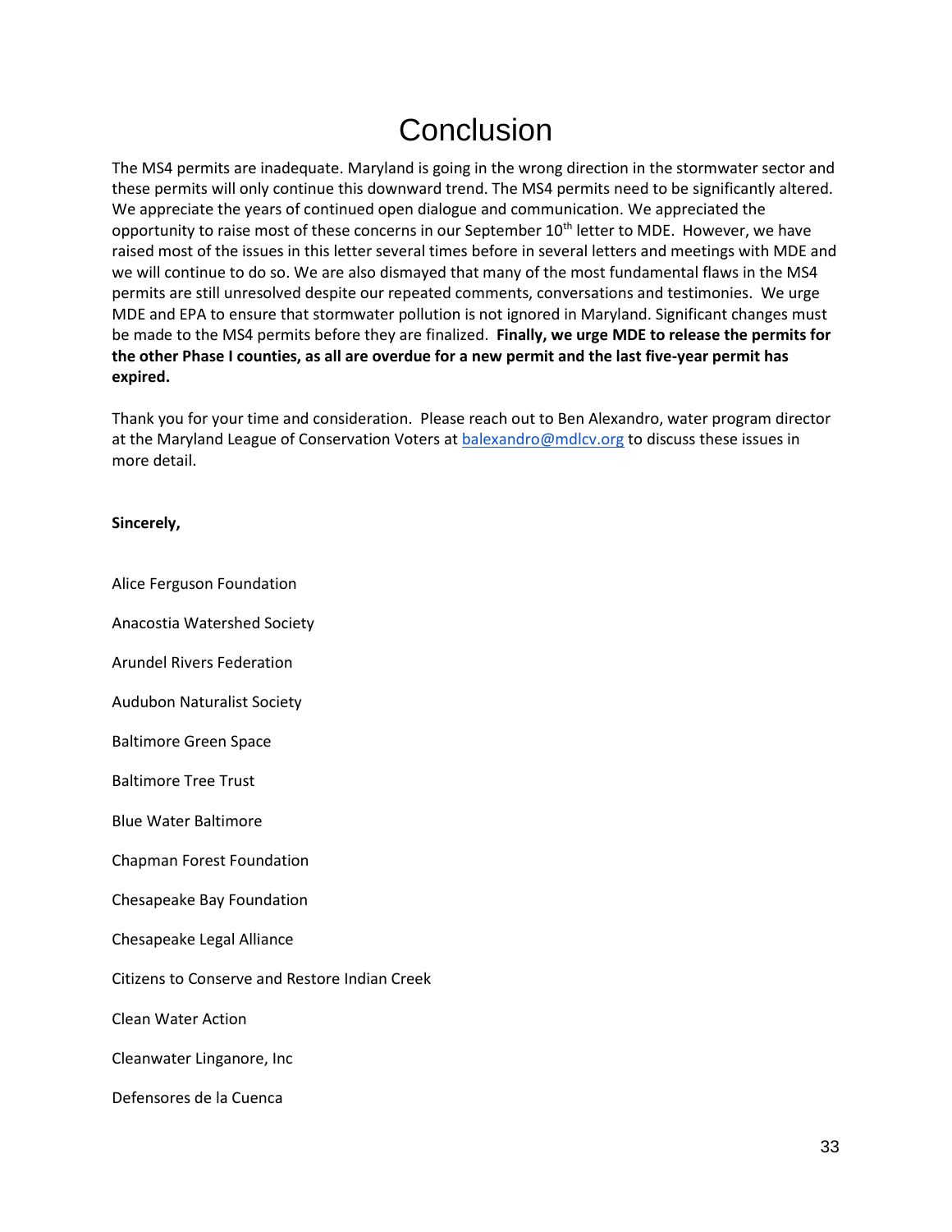# Conclusion

The MS4 permits are inadequate. Maryland is going in the wrong direction in the stormwater sector and these permits will only continue this downward trend. The MS4 permits need to be significantly altered. We appreciate the years of continued open dialogue and communication. We appreciated the opportunity to raise most of these concerns in our September 10th letter to MDE. However, we have raised most of the issues in this letter several times before in several letters and meetings with MDE and we will continue to do so. We are also dismayed that many of the most fundamental flaws in the MS4 permits are still unresolved despite our repeated comments, conversations and testimonies. We urge MDE and EPA to ensure that stormwater pollution is not ignored in Maryland. Significant changes must be made to the MS4 permits before they are finalized. **Finally, we urge MDE to release the permits for the other Phase I counties, as all are overdue for a new permit and the last five-year permit has expired.**

Thank you for your time and consideration. Please reach out to Ben Alexandro, water program director at the Maryland League of Conservation Voters at balexandro@mdlcv.org to discuss these issues in more detail.

**Sincerely,**

Alice Ferguson Foundation

Anacostia Watershed Society

Arundel Rivers Federation

Audubon Naturalist Society

Baltimore Green Space

Baltimore Tree Trust

Blue Water Baltimore

Chapman Forest Foundation

Chesapeake Bay Foundation

Chesapeake Legal Alliance

Citizens to Conserve and Restore Indian Creek

Clean Water Action

Cleanwater Linganore, Inc

Defensores de la Cuenca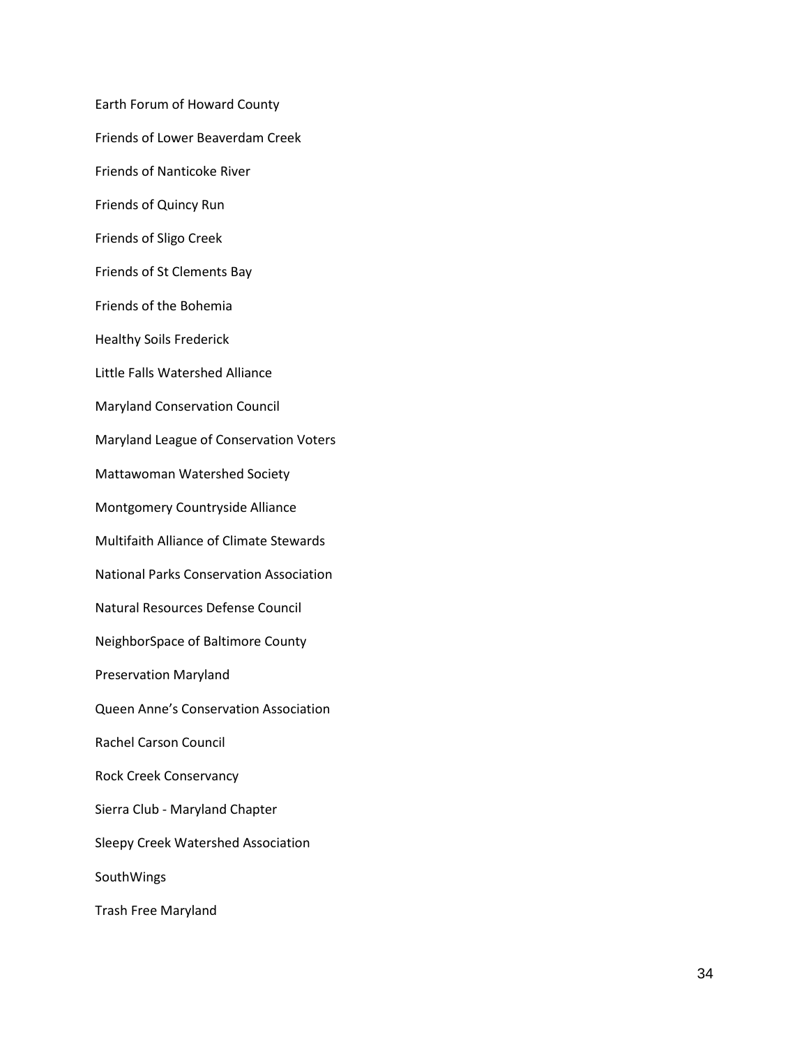Earth Forum of Howard County

Friends of Lower Beaverdam Creek

Friends of Nanticoke River

Friends of Quincy Run

Friends of Sligo Creek

Friends of St Clements Bay

Friends of the Bohemia

Healthy Soils Frederick

Little Falls Watershed Alliance

Maryland Conservation Council

Maryland League of Conservation Voters

Mattawoman Watershed Society

Montgomery Countryside Alliance

Multifaith Alliance of Climate Stewards

National Parks Conservation Association

Natural Resources Defense Council

NeighborSpace of Baltimore County

Preservation Maryland

Queen Anne's Conservation Association

Rachel Carson Council

Rock Creek Conservancy

Sierra Club - Maryland Chapter

Sleepy Creek Watershed Association

SouthWings

Trash Free Maryland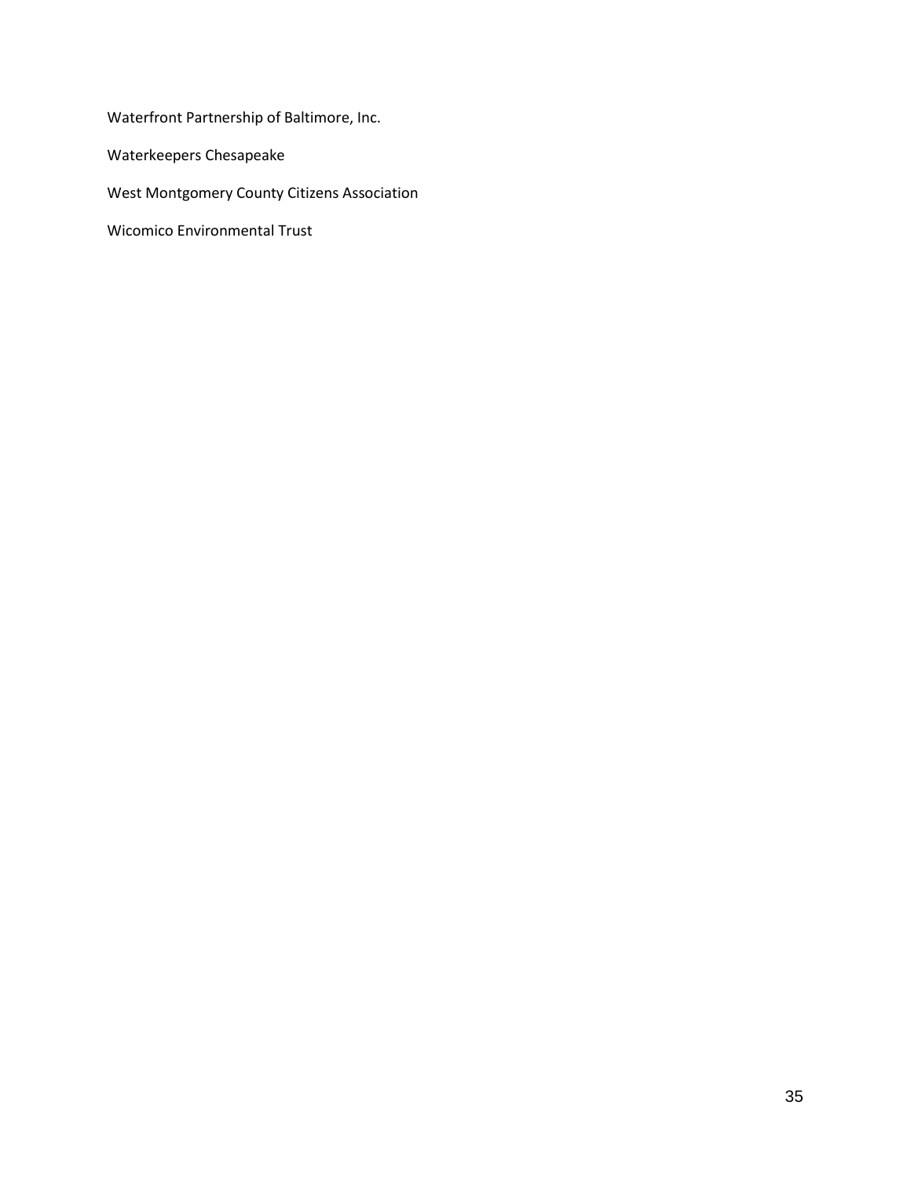Waterfront Partnership of Baltimore, Inc.

Waterkeepers Chesapeake

West Montgomery County Citizens Association

Wicomico Environmental Trust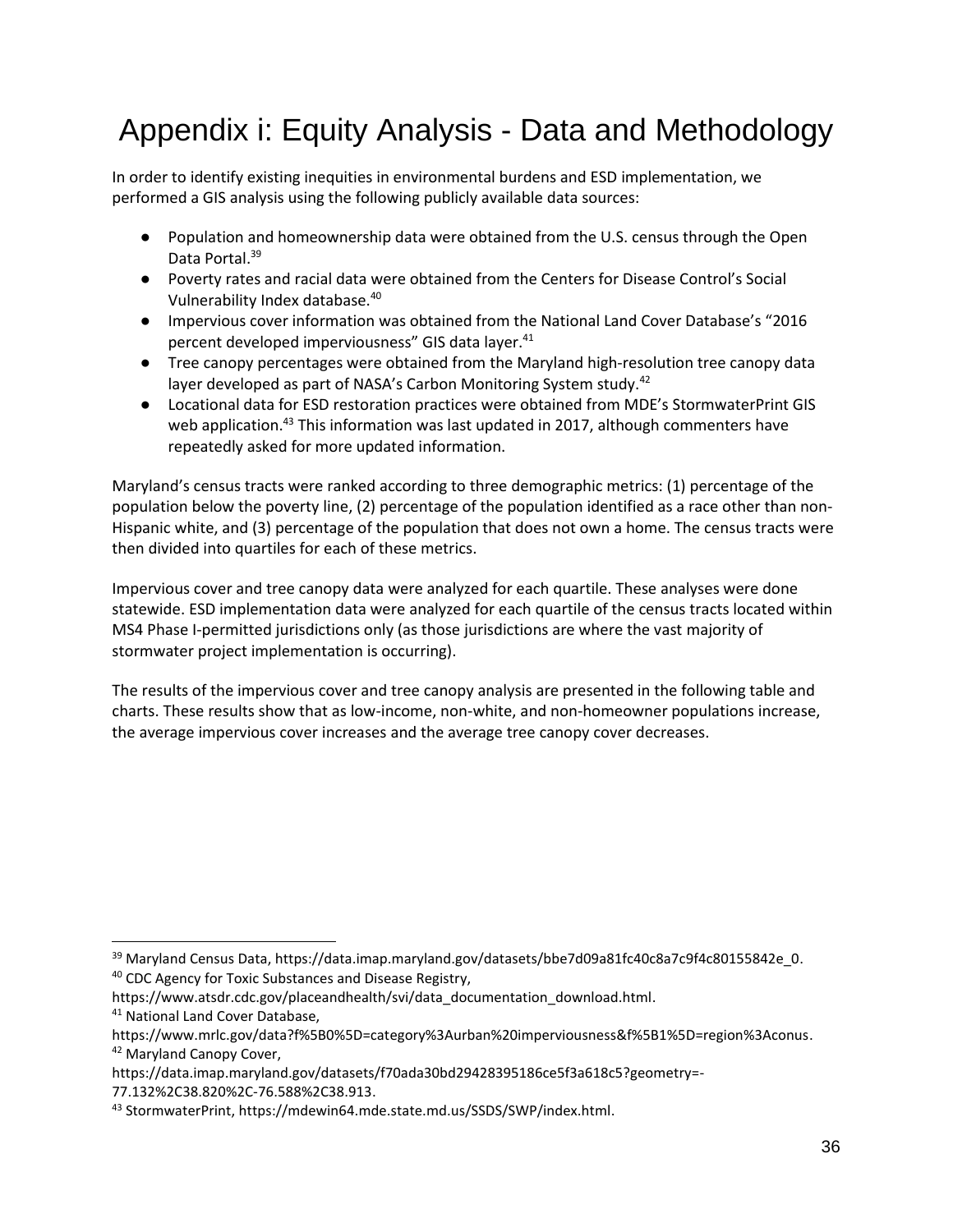# Appendix i: Equity Analysis - Data and Methodology

In order to identify existing inequities in environmental burdens and ESD implementation, we performed a GIS analysis using the following publicly available data sources:

- Population and homeownership data were obtained from the U.S. census through the Open Data Portal.[39]
- Poverty rates and racial data were obtained from the Centers for Disease Control's Social Vulnerability Index database.[40]
- Impervious cover information was obtained from the National Land Cover Database's "2016 percent developed imperviousness" GIS data layer.[41]
- Tree canopy percentages were obtained from the Maryland high-resolution tree canopy data layer developed as part of NASA's Carbon Monitoring System study.[42]
- Locational data for ESD restoration practices were obtained from MDE's StormwaterPrint GIS web application.[43] This information was last updated in 2017, although commenters have repeatedly asked for more updated information.

Maryland's census tracts were ranked according to three demographic metrics: (1) percentage of the population below the poverty line, (2) percentage of the population identified as a race other than non-Hispanic white, and (3) percentage of the population that does not own a home. The census tracts were then divided into quartiles for each of these metrics.

Impervious cover and tree canopy data were analyzed for each quartile. These analyses were done statewide. ESD implementation data were analyzed for each quartile of the census tracts located within MS4 Phase I-permitted jurisdictions only (as those jurisdictions are where the vast majority of stormwater project implementation is occurring).

The results of the impervious cover and tree canopy analysis are presented in the following table and charts. These results show that as low-income, non-white, and non-homeowner populations increase, the average impervious cover increases and the average tree canopy cover decreases.

---

[39] Maryland Census Data, https://data.imap.maryland.gov/datasets/bbe7d09a81fc40c8a7c9f4c80155842e_0.

[40] CDC Agency for Toxic Substances and Disease Registry, https://www.atsdr.cdc.gov/placeandhealth/svi/data_documentation_download.html.

[41] National Land Cover Database, https://www.mrlc.gov/data?f%5B0%5D=category%3Aurban%20imperviousness&f%5B1%5D=region%3Aconus.

[42] Maryland Canopy Cover, https://data.imap.maryland.gov/datasets/f70ada30bd29428395186ce5f3a618c5?geometry=-77.132%2C38.820%2C-76.588%2C38.913.

[43] StormwaterPrint, https://mdewin64.mde.state.md.us/SSDS/SWP/index.html.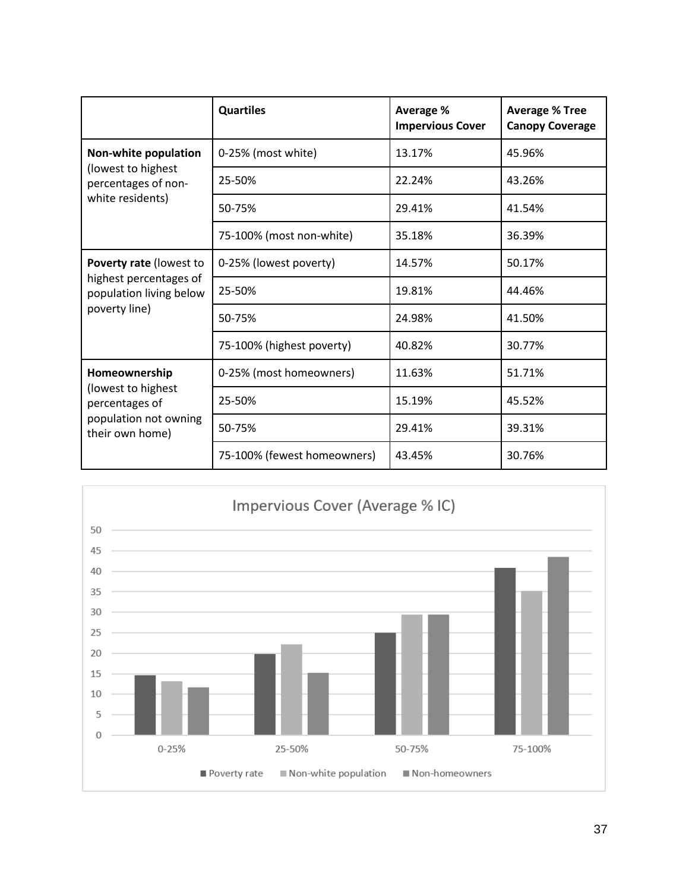| | Quartiles | Average % Impervious Cover | Average % Tree Canopy Coverage |
|---|---|---|---|
| **Non-white population** (lowest to highest percentages of non-white residents) | 0-25% (most white) | 13.17% | 45.96% |
| | 25-50% | 22.24% | 43.26% |
| | 50-75% | 29.41% | 41.54% |
| | 75-100% (most non-white) | 35.18% | 36.39% |
| **Poverty rate** (lowest to highest percentages of population living below poverty line) | 0-25% (lowest poverty) | 14.57% | 50.17% |
| | 25-50% | 19.81% | 44.46% |
| | 50-75% | 24.98% | 41.50% |
| | 75-100% (highest poverty) | 40.82% | 30.77% |
| **Homeownership** (lowest to highest percentages of population not owning their own home) | 0-25% (most homeowners) | 11.63% | 51.71% |
| | 25-50% | 15.19% | 45.52% |
| | 50-75% | 29.41% | 39.31% |
| | 75-100% (fewest homeowners) | 43.45% | 30.76% |

Impervious Cover (Average % IC)

| Quartile | Poverty rate | Non-white population | Non-homeowners |
|---|---|---|---|
| 0-25% | 14.57 | 13.17 | 11.63 |
| 25-50% | 19.81 | 22.24 | 15.19 |
| 50-75% | 24.98 | 29.41 | 29.41 |
| 75-100% | 40.82 | 35.18 | 43.45 |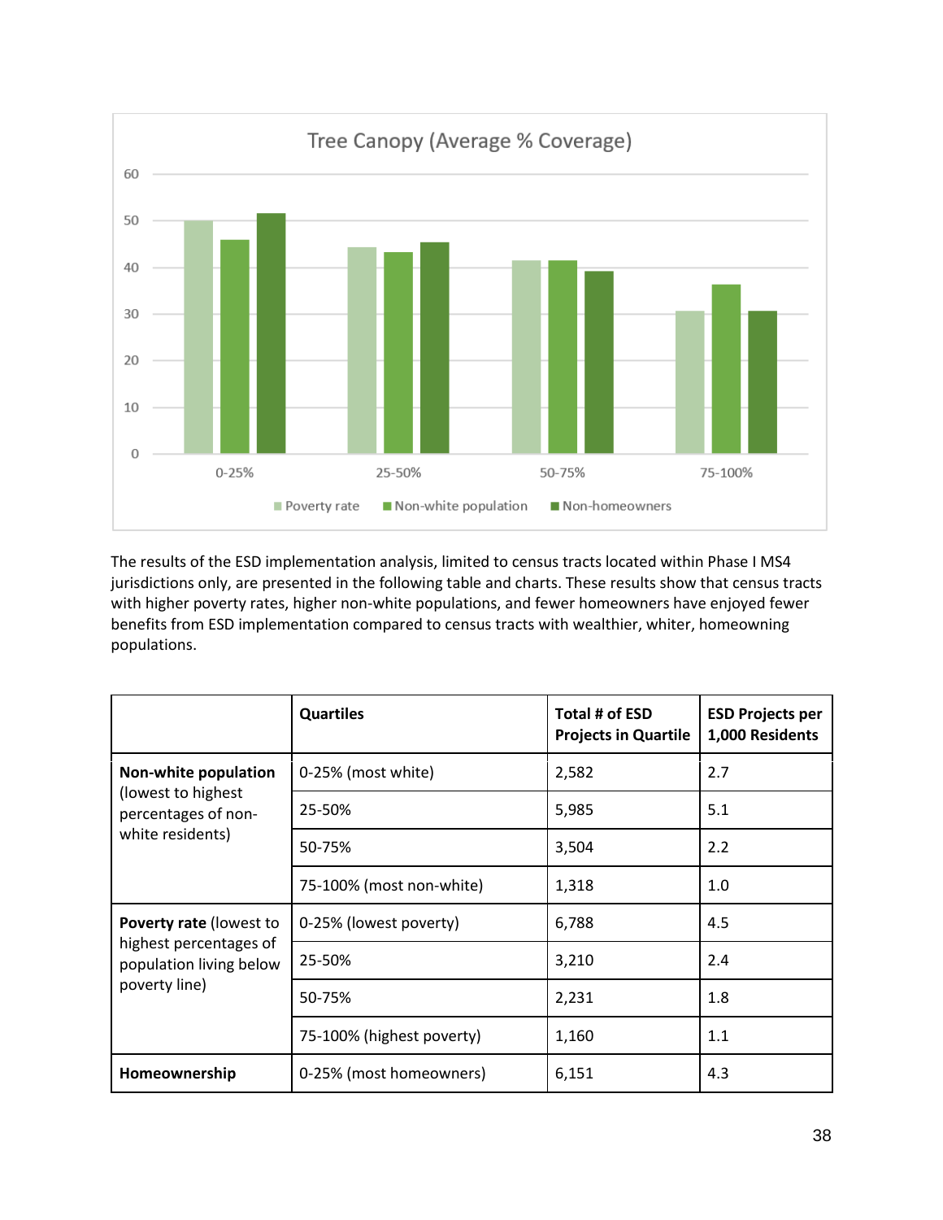Tree Canopy (Average % Coverage)

The results of the ESD implementation analysis, limited to census tracts located within Phase I MS4 jurisdictions only, are presented in the following table and charts. These results show that census tracts with higher poverty rates, higher non-white populations, and fewer homeowners have enjoyed fewer benefits from ESD implementation compared to census tracts with wealthier, whiter, homeowning populations.

| | Quartiles | Total # of ESD Projects in Quartile | ESD Projects per 1,000 Residents |
|---|---|---|---|
| **Non-white population** (lowest to highest percentages of non-white residents) | 0-25% (most white) | 2,582 | 2.7 |
| | 25-50% | 5,985 | 5.1 |
| | 50-75% | 3,504 | 2.2 |
| | 75-100% (most non-white) | 1,318 | 1.0 |
| **Poverty rate** (lowest to highest percentages of population living below poverty line) | 0-25% (lowest poverty) | 6,788 | 4.5 |
| | 25-50% | 3,210 | 2.4 |
| | 50-75% | 2,231 | 1.8 |
| | 75-100% (highest poverty) | 1,160 | 1.1 |
| **Homeownership** | 0-25% (most homeowners) | 6,151 | 4.3 |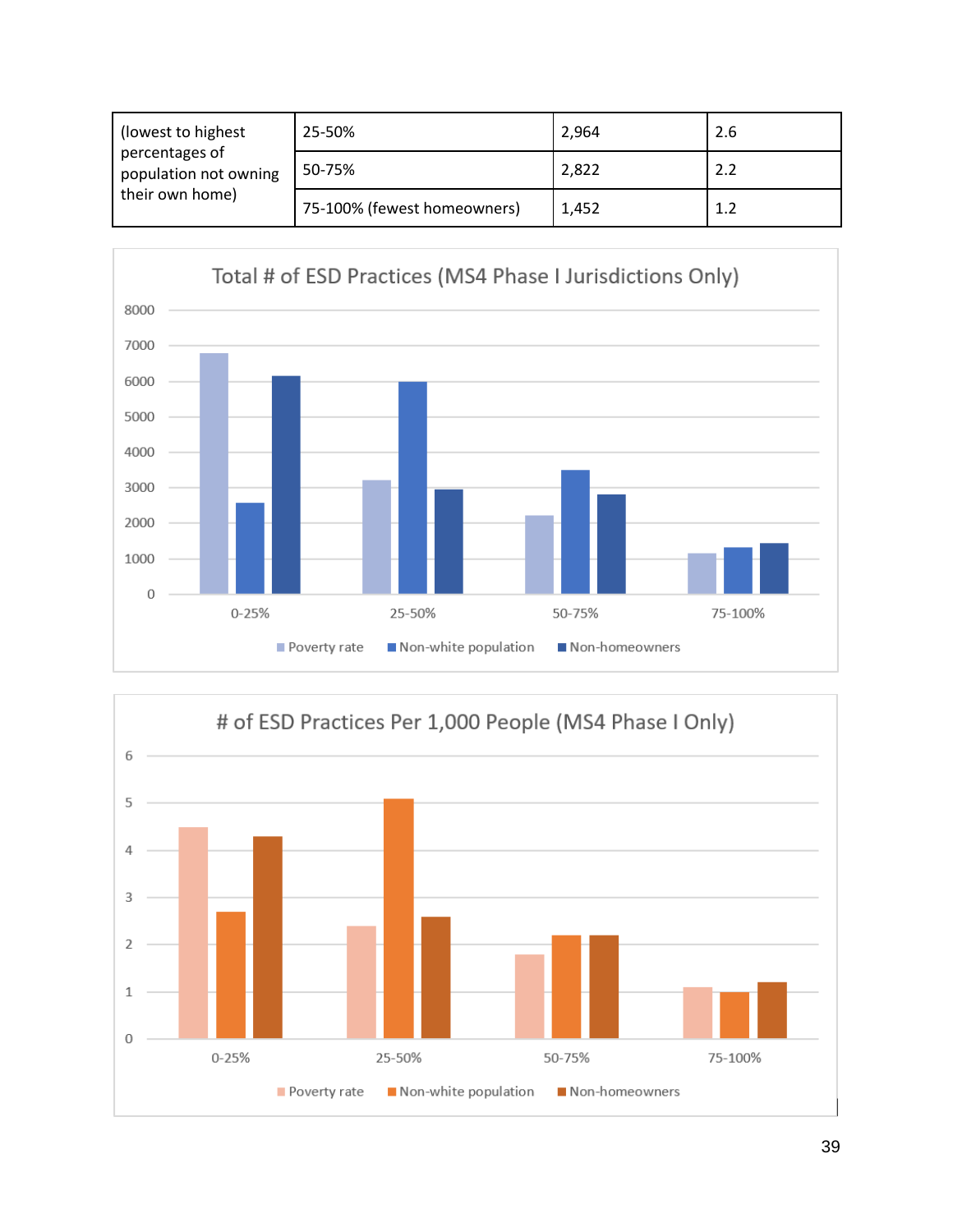| | | | |
|---|---|---|---|
| (lowest to highest percentages of population not owning their own home) | 25-50% | 2,964 | 2.6 |
| | 50-75% | 2,822 | 2.2 |
| | 75-100% (fewest homeowners) | 1,452 | 1.2 |

Total # of ESD Practices (MS4 Phase I Jurisdictions Only)

8000
7000
6000
5000
4000
3000
2000
1000
0

0-25%
25-50%
50-75%
75-100%

Poverty rate
Non-white population
Non-homeowners

# of ESD Practices Per 1,000 People (MS4 Phase I Only)

6
5
4
3
2
1
0

0-25%
25-50%
50-75%
75-100%

Poverty rate
Non-white population
Non-homeowners